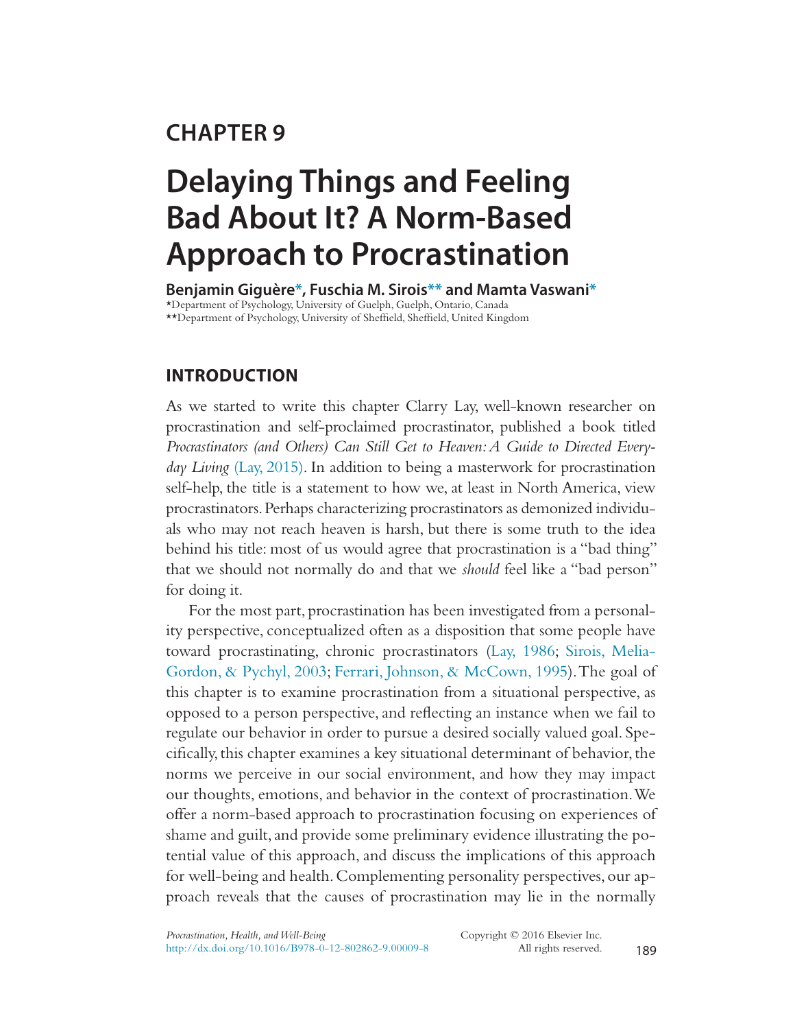# CHAPTER 9

# Delaying Things and Feeling Bad About It? A Norm-Based Approach to Procrastination

**Benjamin Giguère*, Fuschia M. Sirois** and Mamta Vaswani***

*Department of Psychology, University of Guelph, Guelph, Ontario, Canada
**Department of Psychology, University of Sheffield, Sheffield, United Kingdom

## INTRODUCTION

As we started to write this chapter Clarry Lay, well-known researcher on procrastination and self-proclaimed procrastinator, published a book titled *Procrastinators (and Others) Can Still Get to Heaven: A Guide to Directed Everyday Living* (Lay, 2015). In addition to being a masterwork for procrastination self-help, the title is a statement to how we, at least in North America, view procrastinators. Perhaps characterizing procrastinators as demonized individuals who may not reach heaven is harsh, but there is some truth to the idea behind his title: most of us would agree that procrastination is a "bad thing" that we should not normally do and that we *should* feel like a "bad person" for doing it.

For the most part, procrastination has been investigated from a personality perspective, conceptualized often as a disposition that some people have toward procrastinating, chronic procrastinators (Lay, 1986; Sirois, Melia-Gordon, & Pychyl, 2003; Ferrari, Johnson, & McCown, 1995). The goal of this chapter is to examine procrastination from a situational perspective, as opposed to a person perspective, and reflecting an instance when we fail to regulate our behavior in order to pursue a desired socially valued goal. Specifically, this chapter examines a key situational determinant of behavior, the norms we perceive in our social environment, and how they may impact our thoughts, emotions, and behavior in the context of procrastination. We offer a norm-based approach to procrastination focusing on experiences of shame and guilt, and provide some preliminary evidence illustrating the potential value of this approach, and discuss the implications of this approach for well-being and health. Complementing personality perspectives, our approach reveals that the causes of procrastination may lie in the normally

*Procrastination, Health, and Well-Being*
http://dx.doi.org/10.1016/B978-0-12-802862-9.00009-8
Copyright © 2016 Elsevier Inc.
All rights reserved.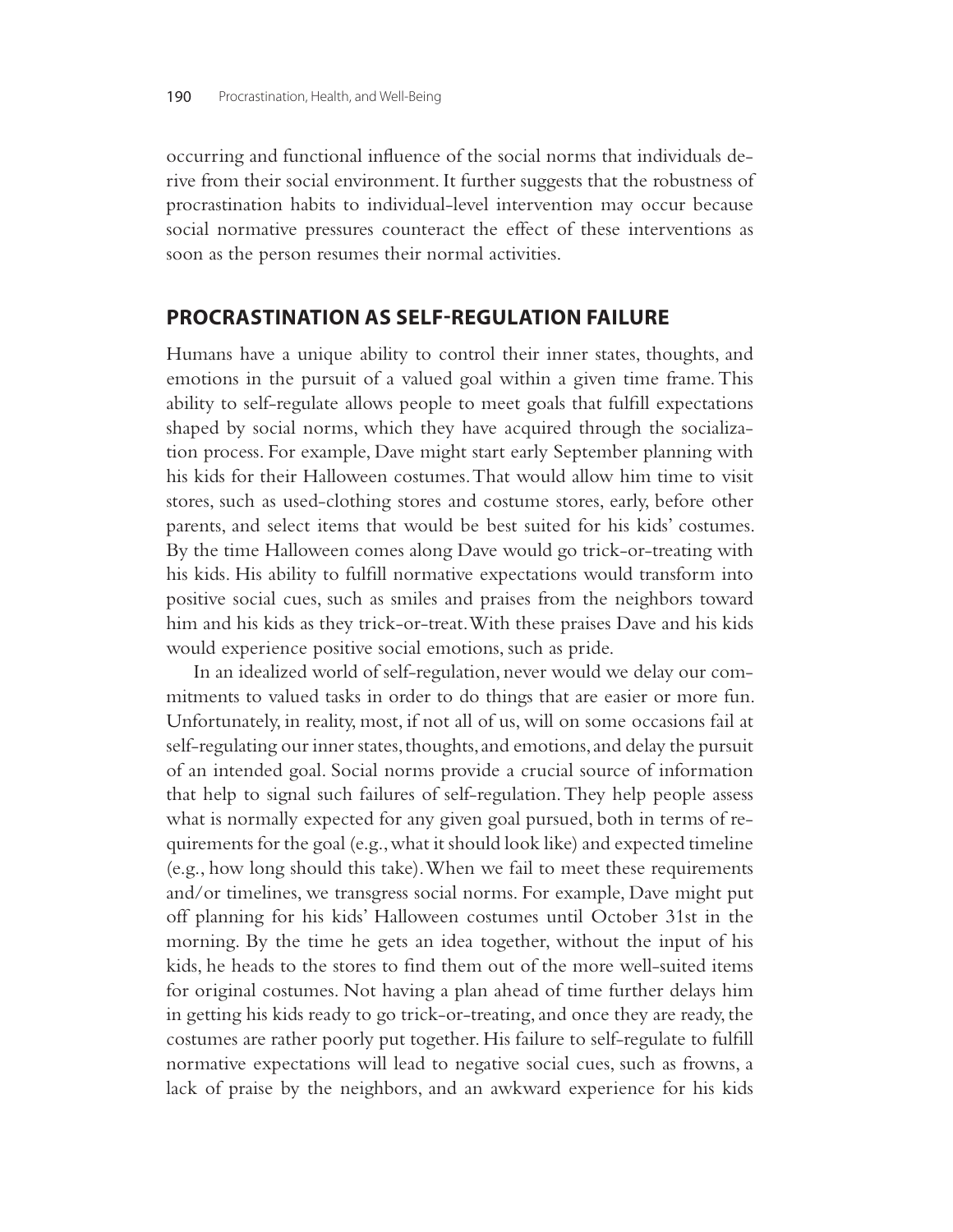occurring and functional influence of the social norms that individuals derive from their social environment. It further suggests that the robustness of procrastination habits to individual-level intervention may occur because social normative pressures counteract the effect of these interventions as soon as the person resumes their normal activities.

## PROCRASTINATION AS SELF-REGULATION FAILURE

Humans have a unique ability to control their inner states, thoughts, and emotions in the pursuit of a valued goal within a given time frame. This ability to self-regulate allows people to meet goals that fulfill expectations shaped by social norms, which they have acquired through the socialization process. For example, Dave might start early September planning with his kids for their Halloween costumes. That would allow him time to visit stores, such as used-clothing stores and costume stores, early, before other parents, and select items that would be best suited for his kids' costumes. By the time Halloween comes along Dave would go trick-or-treating with his kids. His ability to fulfill normative expectations would transform into positive social cues, such as smiles and praises from the neighbors toward him and his kids as they trick-or-treat. With these praises Dave and his kids would experience positive social emotions, such as pride.

In an idealized world of self-regulation, never would we delay our commitments to valued tasks in order to do things that are easier or more fun. Unfortunately, in reality, most, if not all of us, will on some occasions fail at self-regulating our inner states, thoughts, and emotions, and delay the pursuit of an intended goal. Social norms provide a crucial source of information that help to signal such failures of self-regulation. They help people assess what is normally expected for any given goal pursued, both in terms of requirements for the goal (e.g., what it should look like) and expected timeline (e.g., how long should this take). When we fail to meet these requirements and/or timelines, we transgress social norms. For example, Dave might put off planning for his kids' Halloween costumes until October 31st in the morning. By the time he gets an idea together, without the input of his kids, he heads to the stores to find them out of the more well-suited items for original costumes. Not having a plan ahead of time further delays him in getting his kids ready to go trick-or-treating, and once they are ready, the costumes are rather poorly put together. His failure to self-regulate to fulfill normative expectations will lead to negative social cues, such as frowns, a lack of praise by the neighbors, and an awkward experience for his kids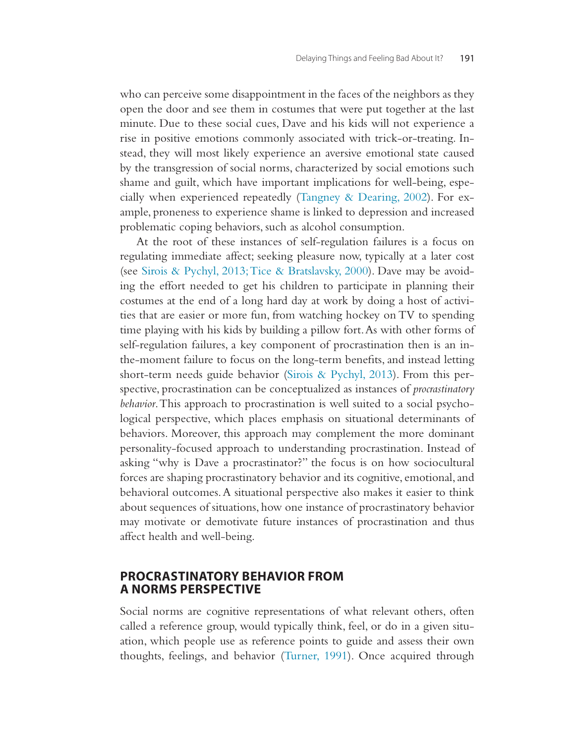who can perceive some disappointment in the faces of the neighbors as they open the door and see them in costumes that were put together at the last minute. Due to these social cues, Dave and his kids will not experience a rise in positive emotions commonly associated with trick-or-treating. Instead, they will most likely experience an aversive emotional state caused by the transgression of social norms, characterized by social emotions such shame and guilt, which have important implications for well-being, especially when experienced repeatedly (Tangney & Dearing, 2002). For example, proneness to experience shame is linked to depression and increased problematic coping behaviors, such as alcohol consumption.

At the root of these instances of self-regulation failures is a focus on regulating immediate affect; seeking pleasure now, typically at a later cost (see Sirois & Pychyl, 2013; Tice & Bratslavsky, 2000). Dave may be avoiding the effort needed to get his children to participate in planning their costumes at the end of a long hard day at work by doing a host of activities that are easier or more fun, from watching hockey on TV to spending time playing with his kids by building a pillow fort. As with other forms of self-regulation failures, a key component of procrastination then is an in-the-moment failure to focus on the long-term benefits, and instead letting short-term needs guide behavior (Sirois & Pychyl, 2013). From this perspective, procrastination can be conceptualized as instances of *procrastinatory behavior*. This approach to procrastination is well suited to a social psychological perspective, which places emphasis on situational determinants of behaviors. Moreover, this approach may complement the more dominant personality-focused approach to understanding procrastination. Instead of asking "why is Dave a procrastinator?" the focus is on how sociocultural forces are shaping procrastinatory behavior and its cognitive, emotional, and behavioral outcomes. A situational perspective also makes it easier to think about sequences of situations, how one instance of procrastinatory behavior may motivate or demotivate future instances of procrastination and thus affect health and well-being.

## PROCRASTINATORY BEHAVIOR FROM A NORMS PERSPECTIVE

Social norms are cognitive representations of what relevant others, often called a reference group, would typically think, feel, or do in a given situation, which people use as reference points to guide and assess their own thoughts, feelings, and behavior (Turner, 1991). Once acquired through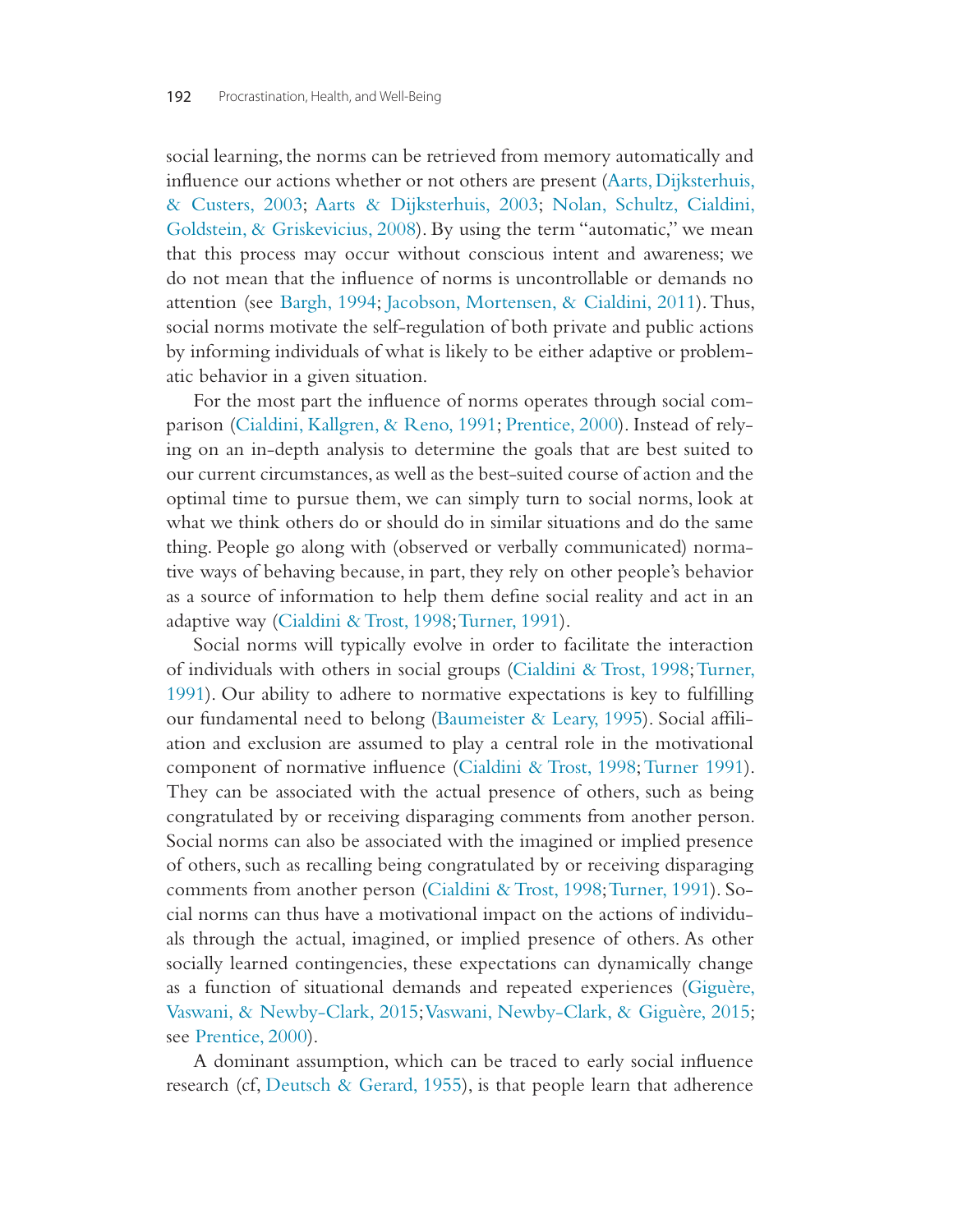social learning, the norms can be retrieved from memory automatically and influence our actions whether or not others are present (Aarts, Dijksterhuis, & Custers, 2003; Aarts & Dijksterhuis, 2003; Nolan, Schultz, Cialdini, Goldstein, & Griskevicius, 2008). By using the term "automatic," we mean that this process may occur without conscious intent and awareness; we do not mean that the influence of norms is uncontrollable or demands no attention (see Bargh, 1994; Jacobson, Mortensen, & Cialdini, 2011). Thus, social norms motivate the self-regulation of both private and public actions by informing individuals of what is likely to be either adaptive or problematic behavior in a given situation.

For the most part the influence of norms operates through social comparison (Cialdini, Kallgren, & Reno, 1991; Prentice, 2000). Instead of relying on an in-depth analysis to determine the goals that are best suited to our current circumstances, as well as the best-suited course of action and the optimal time to pursue them, we can simply turn to social norms, look at what we think others do or should do in similar situations and do the same thing. People go along with (observed or verbally communicated) normative ways of behaving because, in part, they rely on other people's behavior as a source of information to help them define social reality and act in an adaptive way (Cialdini & Trost, 1998; Turner, 1991).

Social norms will typically evolve in order to facilitate the interaction of individuals with others in social groups (Cialdini & Trost, 1998; Turner, 1991). Our ability to adhere to normative expectations is key to fulfilling our fundamental need to belong (Baumeister & Leary, 1995). Social affiliation and exclusion are assumed to play a central role in the motivational component of normative influence (Cialdini & Trost, 1998; Turner 1991). They can be associated with the actual presence of others, such as being congratulated by or receiving disparaging comments from another person. Social norms can also be associated with the imagined or implied presence of others, such as recalling being congratulated by or receiving disparaging comments from another person (Cialdini & Trost, 1998; Turner, 1991). Social norms can thus have a motivational impact on the actions of individuals through the actual, imagined, or implied presence of others. As other socially learned contingencies, these expectations can dynamically change as a function of situational demands and repeated experiences (Giguère, Vaswani, & Newby-Clark, 2015; Vaswani, Newby-Clark, & Giguère, 2015; see Prentice, 2000).

A dominant assumption, which can be traced to early social influence research (cf, Deutsch & Gerard, 1955), is that people learn that adherence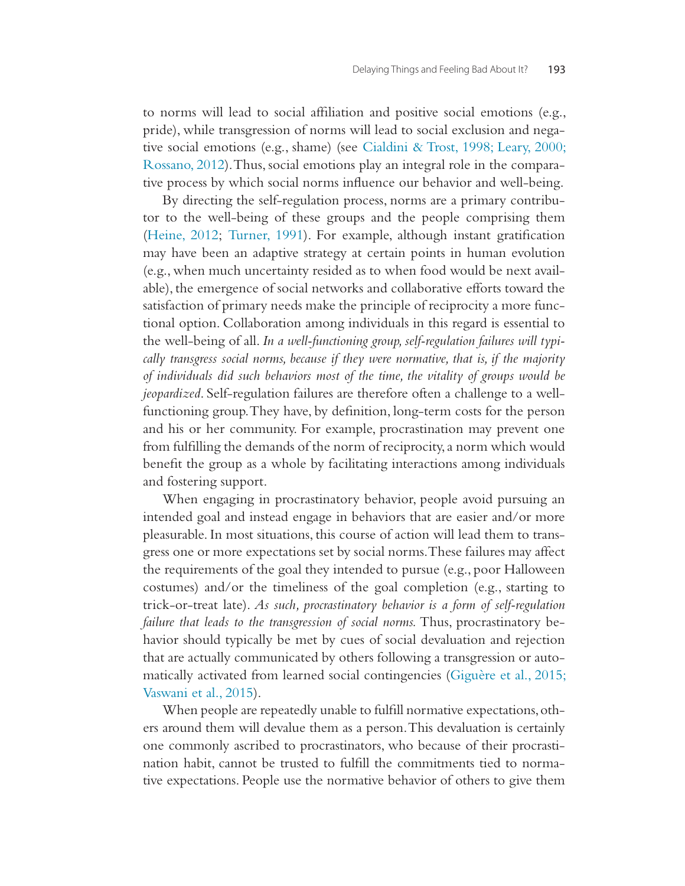to norms will lead to social affiliation and positive social emotions (e.g., pride), while transgression of norms will lead to social exclusion and negative social emotions (e.g., shame) (see Cialdini & Trost, 1998; Leary, 2000; Rossano, 2012). Thus, social emotions play an integral role in the comparative process by which social norms influence our behavior and well-being.

By directing the self-regulation process, norms are a primary contributor to the well-being of these groups and the people comprising them (Heine, 2012; Turner, 1991). For example, although instant gratification may have been an adaptive strategy at certain points in human evolution (e.g., when much uncertainty resided as to when food would be next available), the emergence of social networks and collaborative efforts toward the satisfaction of primary needs make the principle of reciprocity a more functional option. Collaboration among individuals in this regard is essential to the well-being of all. *In a well-functioning group, self-regulation failures will typically transgress social norms, because if they were normative, that is, if the majority of individuals did such behaviors most of the time, the vitality of groups would be jeopardized*. Self-regulation failures are therefore often a challenge to a well-functioning group. They have, by definition, long-term costs for the person and his or her community. For example, procrastination may prevent one from fulfilling the demands of the norm of reciprocity, a norm which would benefit the group as a whole by facilitating interactions among individuals and fostering support.

When engaging in procrastinatory behavior, people avoid pursuing an intended goal and instead engage in behaviors that are easier and/or more pleasurable. In most situations, this course of action will lead them to transgress one or more expectations set by social norms. These failures may affect the requirements of the goal they intended to pursue (e.g., poor Halloween costumes) and/or the timeliness of the goal completion (e.g., starting to trick-or-treat late). *As such, procrastinatory behavior is a form of self-regulation failure that leads to the transgression of social norms.* Thus, procrastinatory behavior should typically be met by cues of social devaluation and rejection that are actually communicated by others following a transgression or automatically activated from learned social contingencies (Giguère et al., 2015; Vaswani et al., 2015).

When people are repeatedly unable to fulfill normative expectations, others around them will devalue them as a person. This devaluation is certainly one commonly ascribed to procrastinators, who because of their procrastination habit, cannot be trusted to fulfill the commitments tied to normative expectations. People use the normative behavior of others to give them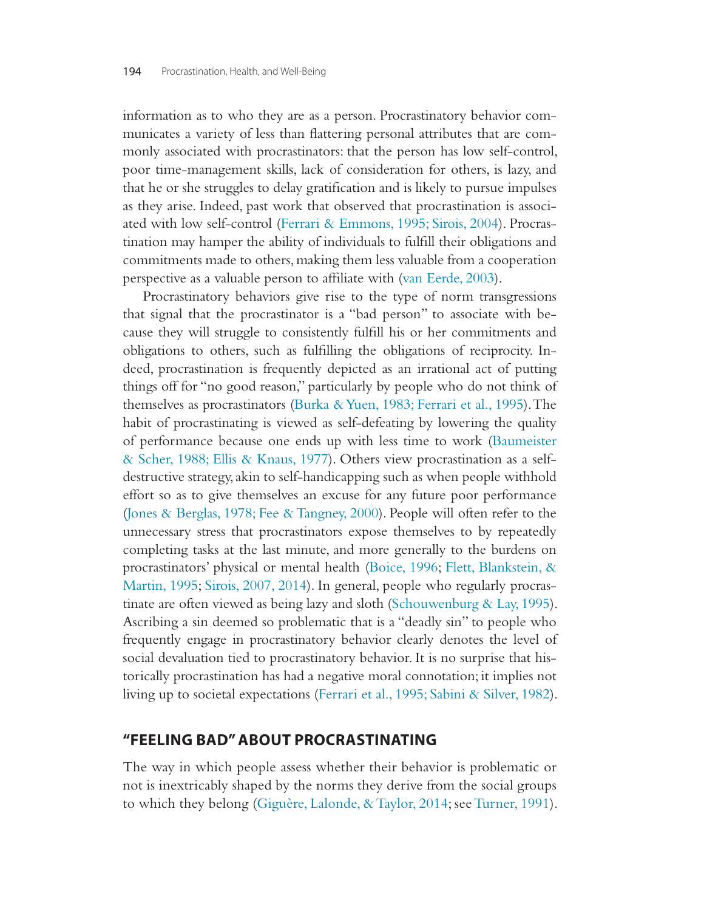information as to who they are as a person. Procrastinatory behavior communicates a variety of less than flattering personal attributes that are commonly associated with procrastinators: that the person has low self-control, poor time-management skills, lack of consideration for others, is lazy, and that he or she struggles to delay gratification and is likely to pursue impulses as they arise. Indeed, past work that observed that procrastination is associated with low self-control (Ferrari & Emmons, 1995; Sirois, 2004). Procrastination may hamper the ability of individuals to fulfill their obligations and commitments made to others, making them less valuable from a cooperation perspective as a valuable person to affiliate with (van Eerde, 2003).

Procrastinatory behaviors give rise to the type of norm transgressions that signal that the procrastinator is a "bad person" to associate with because they will struggle to consistently fulfill his or her commitments and obligations to others, such as fulfilling the obligations of reciprocity. Indeed, procrastination is frequently depicted as an irrational act of putting things off for "no good reason," particularly by people who do not think of themselves as procrastinators (Burka & Yuen, 1983; Ferrari et al., 1995). The habit of procrastinating is viewed as self-defeating by lowering the quality of performance because one ends up with less time to work (Baumeister & Scher, 1988; Ellis & Knaus, 1977). Others view procrastination as a self-destructive strategy, akin to self-handicapping such as when people withhold effort so as to give themselves an excuse for any future poor performance (Jones & Berglas, 1978; Fee & Tangney, 2000). People will often refer to the unnecessary stress that procrastinators expose themselves to by repeatedly completing tasks at the last minute, and more generally to the burdens on procrastinators' physical or mental health (Boice, 1996; Flett, Blankstein, & Martin, 1995; Sirois, 2007, 2014). In general, people who regularly procrastinate are often viewed as being lazy and sloth (Schouwenburg & Lay, 1995). Ascribing a sin deemed so problematic that is a "deadly sin" to people who frequently engage in procrastinatory behavior clearly denotes the level of social devaluation tied to procrastinatory behavior. It is no surprise that historically procrastination has had a negative moral connotation; it implies not living up to societal expectations (Ferrari et al., 1995; Sabini & Silver, 1982).

## "FEELING BAD" ABOUT PROCRASTINATING

The way in which people assess whether their behavior is problematic or not is inextricably shaped by the norms they derive from the social groups to which they belong (Giguère, Lalonde, & Taylor, 2014; see Turner, 1991).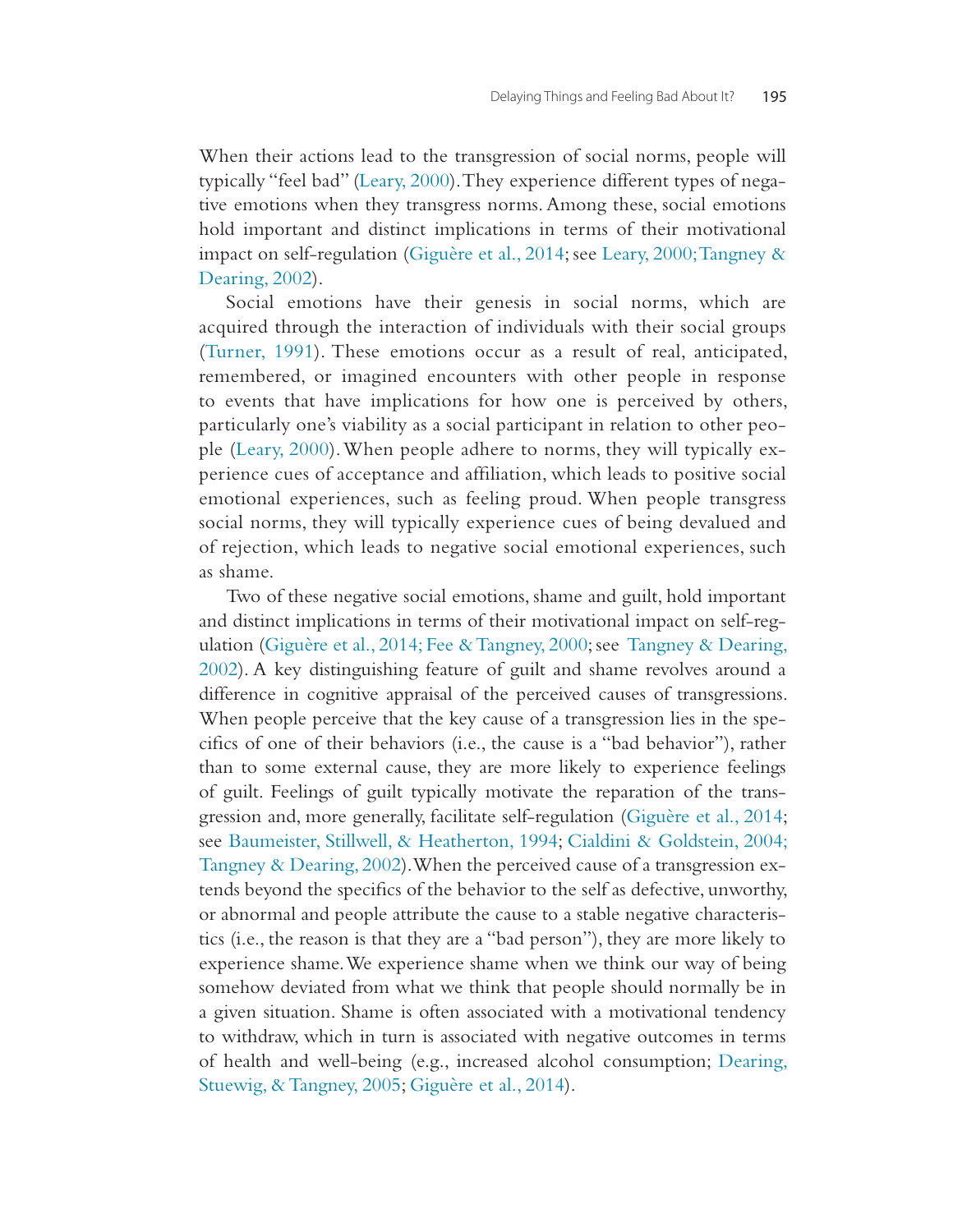When their actions lead to the transgression of social norms, people will typically "feel bad" (Leary, 2000). They experience different types of negative emotions when they transgress norms. Among these, social emotions hold important and distinct implications in terms of their motivational impact on self-regulation (Giguère et al., 2014; see Leary, 2000; Tangney & Dearing, 2002).

Social emotions have their genesis in social norms, which are acquired through the interaction of individuals with their social groups (Turner, 1991). These emotions occur as a result of real, anticipated, remembered, or imagined encounters with other people in response to events that have implications for how one is perceived by others, particularly one's viability as a social participant in relation to other people (Leary, 2000). When people adhere to norms, they will typically experience cues of acceptance and affiliation, which leads to positive social emotional experiences, such as feeling proud. When people transgress social norms, they will typically experience cues of being devalued and of rejection, which leads to negative social emotional experiences, such as shame.

Two of these negative social emotions, shame and guilt, hold important and distinct implications in terms of their motivational impact on self-regulation (Giguère et al., 2014; Fee & Tangney, 2000; see Tangney & Dearing, 2002). A key distinguishing feature of guilt and shame revolves around a difference in cognitive appraisal of the perceived causes of transgressions. When people perceive that the key cause of a transgression lies in the specifics of one of their behaviors (i.e., the cause is a "bad behavior"), rather than to some external cause, they are more likely to experience feelings of guilt. Feelings of guilt typically motivate the reparation of the transgression and, more generally, facilitate self-regulation (Giguère et al., 2014; see Baumeister, Stillwell, & Heatherton, 1994; Cialdini & Goldstein, 2004; Tangney & Dearing, 2002). When the perceived cause of a transgression extends beyond the specifics of the behavior to the self as defective, unworthy, or abnormal and people attribute the cause to a stable negative characteristics (i.e., the reason is that they are a "bad person"), they are more likely to experience shame. We experience shame when we think our way of being somehow deviated from what we think that people should normally be in a given situation. Shame is often associated with a motivational tendency to withdraw, which in turn is associated with negative outcomes in terms of health and well-being (e.g., increased alcohol consumption; Dearing, Stuewig, & Tangney, 2005; Giguère et al., 2014).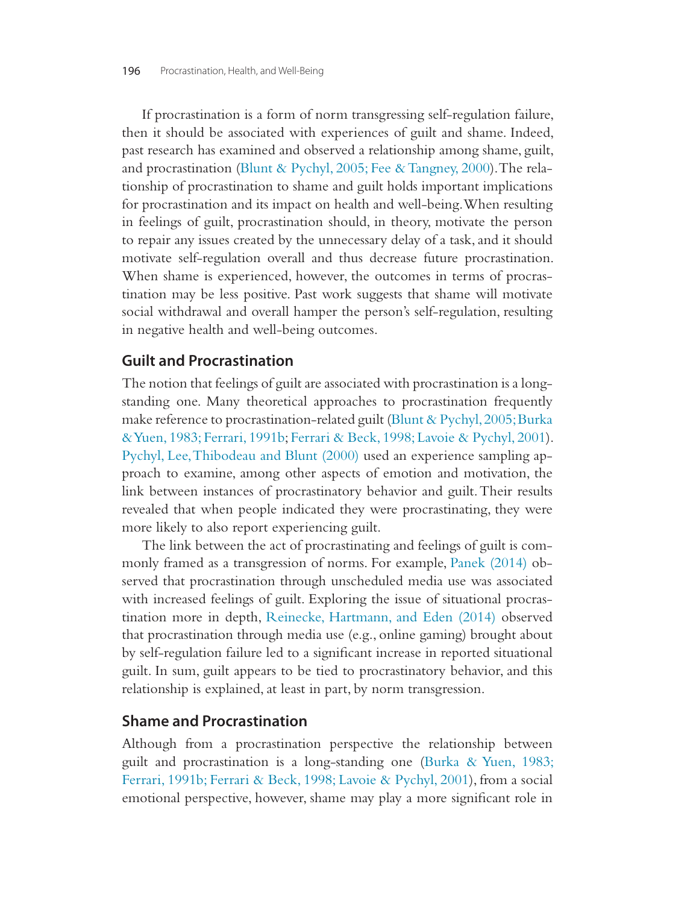If procrastination is a form of norm transgressing self-regulation failure, then it should be associated with experiences of guilt and shame. Indeed, past research has examined and observed a relationship among shame, guilt, and procrastination (Blunt & Pychyl, 2005; Fee & Tangney, 2000). The relationship of procrastination to shame and guilt holds important implications for procrastination and its impact on health and well-being. When resulting in feelings of guilt, procrastination should, in theory, motivate the person to repair any issues created by the unnecessary delay of a task, and it should motivate self-regulation overall and thus decrease future procrastination. When shame is experienced, however, the outcomes in terms of procrastination may be less positive. Past work suggests that shame will motivate social withdrawal and overall hamper the person's self-regulation, resulting in negative health and well-being outcomes.

## Guilt and Procrastination

The notion that feelings of guilt are associated with procrastination is a long-standing one. Many theoretical approaches to procrastination frequently make reference to procrastination-related guilt (Blunt & Pychyl, 2005; Burka & Yuen, 1983; Ferrari, 1991b; Ferrari & Beck, 1998; Lavoie & Pychyl, 2001). Pychyl, Lee, Thibodeau and Blunt (2000) used an experience sampling approach to examine, among other aspects of emotion and motivation, the link between instances of procrastinatory behavior and guilt. Their results revealed that when people indicated they were procrastinating, they were more likely to also report experiencing guilt.

The link between the act of procrastinating and feelings of guilt is commonly framed as a transgression of norms. For example, Panek (2014) observed that procrastination through unscheduled media use was associated with increased feelings of guilt. Exploring the issue of situational procrastination more in depth, Reinecke, Hartmann, and Eden (2014) observed that procrastination through media use (e.g., online gaming) brought about by self-regulation failure led to a significant increase in reported situational guilt. In sum, guilt appears to be tied to procrastinatory behavior, and this relationship is explained, at least in part, by norm transgression.

## Shame and Procrastination

Although from a procrastination perspective the relationship between guilt and procrastination is a long-standing one (Burka & Yuen, 1983; Ferrari, 1991b; Ferrari & Beck, 1998; Lavoie & Pychyl, 2001), from a social emotional perspective, however, shame may play a more significant role in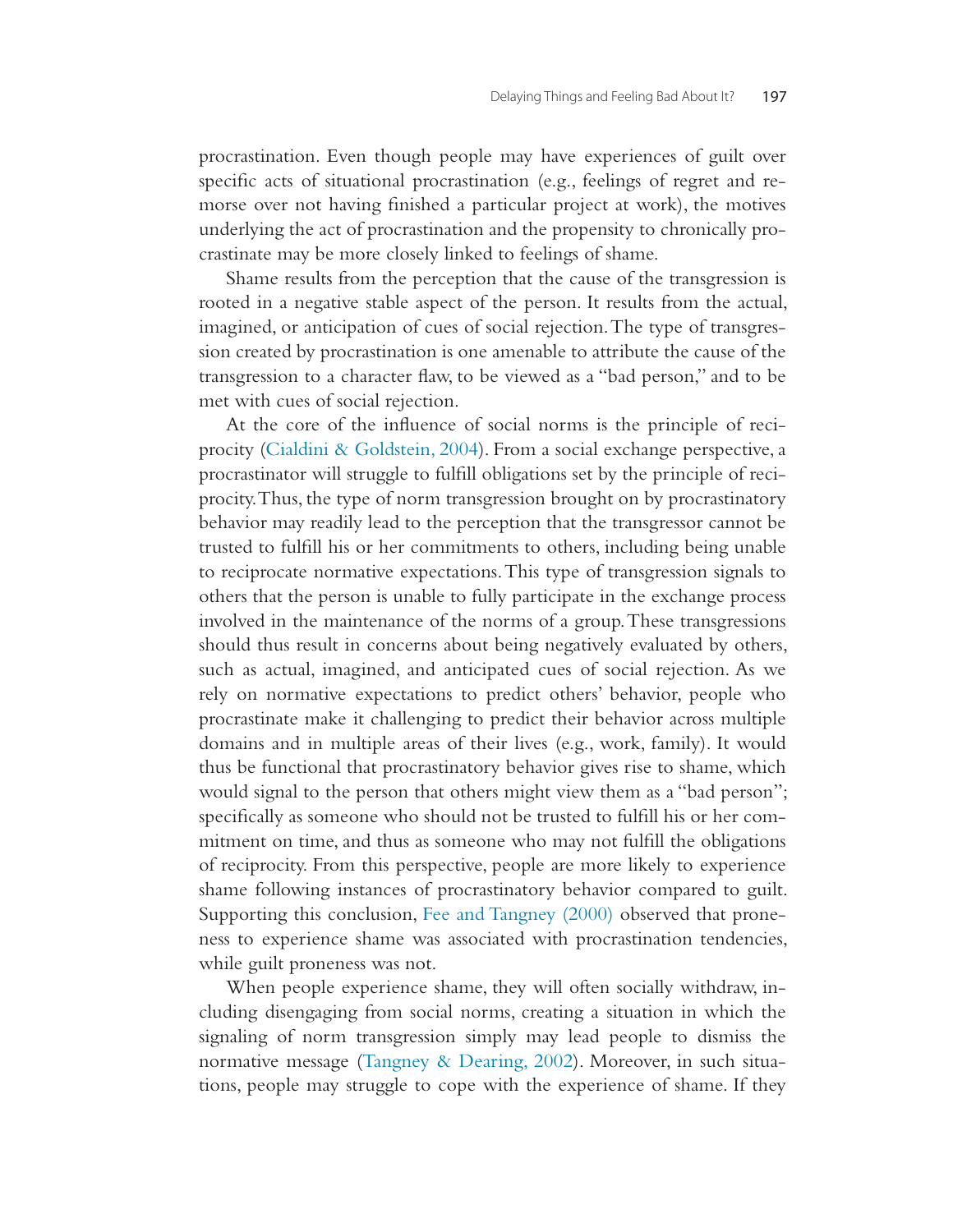procrastination. Even though people may have experiences of guilt over specific acts of situational procrastination (e.g., feelings of regret and remorse over not having finished a particular project at work), the motives underlying the act of procrastination and the propensity to chronically procrastinate may be more closely linked to feelings of shame.

Shame results from the perception that the cause of the transgression is rooted in a negative stable aspect of the person. It results from the actual, imagined, or anticipation of cues of social rejection. The type of transgression created by procrastination is one amenable to attribute the cause of the transgression to a character flaw, to be viewed as a "bad person," and to be met with cues of social rejection.

At the core of the influence of social norms is the principle of reciprocity (Cialdini & Goldstein, 2004). From a social exchange perspective, a procrastinator will struggle to fulfill obligations set by the principle of reciprocity. Thus, the type of norm transgression brought on by procrastinatory behavior may readily lead to the perception that the transgressor cannot be trusted to fulfill his or her commitments to others, including being unable to reciprocate normative expectations. This type of transgression signals to others that the person is unable to fully participate in the exchange process involved in the maintenance of the norms of a group. These transgressions should thus result in concerns about being negatively evaluated by others, such as actual, imagined, and anticipated cues of social rejection. As we rely on normative expectations to predict others' behavior, people who procrastinate make it challenging to predict their behavior across multiple domains and in multiple areas of their lives (e.g., work, family). It would thus be functional that procrastinatory behavior gives rise to shame, which would signal to the person that others might view them as a "bad person"; specifically as someone who should not be trusted to fulfill his or her commitment on time, and thus as someone who may not fulfill the obligations of reciprocity. From this perspective, people are more likely to experience shame following instances of procrastinatory behavior compared to guilt. Supporting this conclusion, Fee and Tangney (2000) observed that proneness to experience shame was associated with procrastination tendencies, while guilt proneness was not.

When people experience shame, they will often socially withdraw, including disengaging from social norms, creating a situation in which the signaling of norm transgression simply may lead people to dismiss the normative message (Tangney & Dearing, 2002). Moreover, in such situations, people may struggle to cope with the experience of shame. If they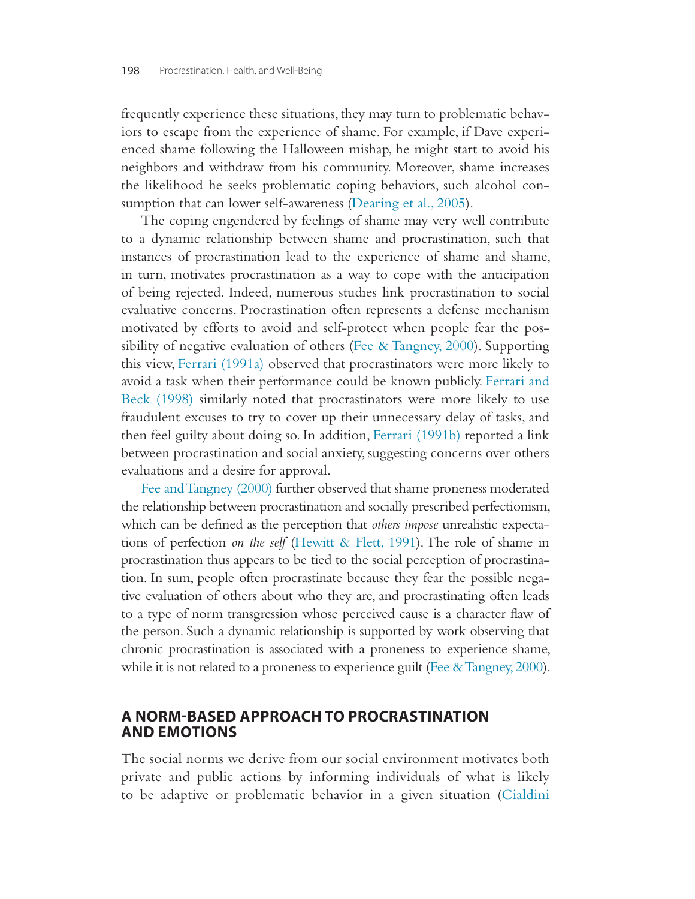frequently experience these situations, they may turn to problematic behaviors to escape from the experience of shame. For example, if Dave experienced shame following the Halloween mishap, he might start to avoid his neighbors and withdraw from his community. Moreover, shame increases the likelihood he seeks problematic coping behaviors, such alcohol consumption that can lower self-awareness (Dearing et al., 2005).

The coping engendered by feelings of shame may very well contribute to a dynamic relationship between shame and procrastination, such that instances of procrastination lead to the experience of shame and shame, in turn, motivates procrastination as a way to cope with the anticipation of being rejected. Indeed, numerous studies link procrastination to social evaluative concerns. Procrastination often represents a defense mechanism motivated by efforts to avoid and self-protect when people fear the possibility of negative evaluation of others (Fee & Tangney, 2000). Supporting this view, Ferrari (1991a) observed that procrastinators were more likely to avoid a task when their performance could be known publicly. Ferrari and Beck (1998) similarly noted that procrastinators were more likely to use fraudulent excuses to try to cover up their unnecessary delay of tasks, and then feel guilty about doing so. In addition, Ferrari (1991b) reported a link between procrastination and social anxiety, suggesting concerns over others evaluations and a desire for approval.

Fee and Tangney (2000) further observed that shame proneness moderated the relationship between procrastination and socially prescribed perfectionism, which can be defined as the perception that *others impose* unrealistic expectations of perfection *on the self* (Hewitt & Flett, 1991). The role of shame in procrastination thus appears to be tied to the social perception of procrastination. In sum, people often procrastinate because they fear the possible negative evaluation of others about who they are, and procrastinating often leads to a type of norm transgression whose perceived cause is a character flaw of the person. Such a dynamic relationship is supported by work observing that chronic procrastination is associated with a proneness to experience shame, while it is not related to a proneness to experience guilt (Fee & Tangney, 2000).

## A NORM-BASED APPROACH TO PROCRASTINATION AND EMOTIONS

The social norms we derive from our social environment motivates both private and public actions by informing individuals of what is likely to be adaptive or problematic behavior in a given situation (Cialdini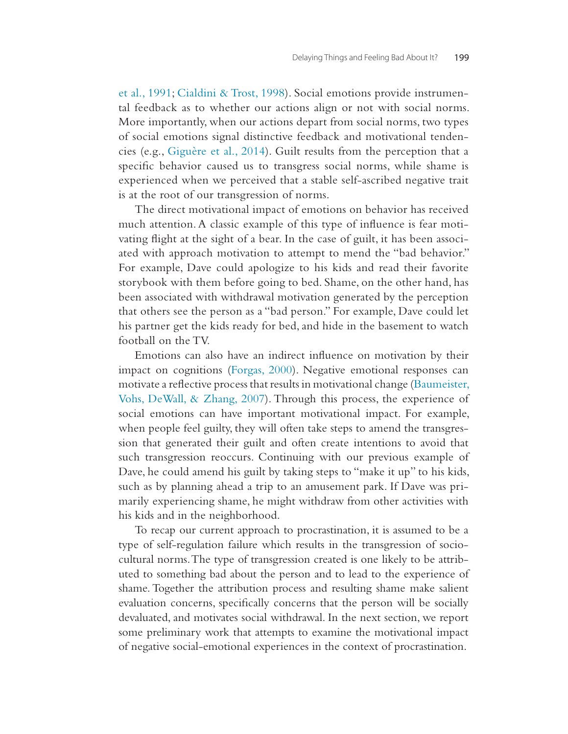et al., 1991; Cialdini & Trost, 1998). Social emotions provide instrumental feedback as to whether our actions align or not with social norms. More importantly, when our actions depart from social norms, two types of social emotions signal distinctive feedback and motivational tendencies (e.g., Giguère et al., 2014). Guilt results from the perception that a specific behavior caused us to transgress social norms, while shame is experienced when we perceived that a stable self-ascribed negative trait is at the root of our transgression of norms.

The direct motivational impact of emotions on behavior has received much attention. A classic example of this type of influence is fear motivating flight at the sight of a bear. In the case of guilt, it has been associated with approach motivation to attempt to mend the "bad behavior." For example, Dave could apologize to his kids and read their favorite storybook with them before going to bed. Shame, on the other hand, has been associated with withdrawal motivation generated by the perception that others see the person as a "bad person." For example, Dave could let his partner get the kids ready for bed, and hide in the basement to watch football on the TV.

Emotions can also have an indirect influence on motivation by their impact on cognitions (Forgas, 2000). Negative emotional responses can motivate a reflective process that results in motivational change (Baumeister, Vohs, DeWall, & Zhang, 2007). Through this process, the experience of social emotions can have important motivational impact. For example, when people feel guilty, they will often take steps to amend the transgression that generated their guilt and often create intentions to avoid that such transgression reoccurs. Continuing with our previous example of Dave, he could amend his guilt by taking steps to "make it up" to his kids, such as by planning ahead a trip to an amusement park. If Dave was primarily experiencing shame, he might withdraw from other activities with his kids and in the neighborhood.

To recap our current approach to procrastination, it is assumed to be a type of self-regulation failure which results in the transgression of sociocultural norms. The type of transgression created is one likely to be attributed to something bad about the person and to lead to the experience of shame. Together the attribution process and resulting shame make salient evaluation concerns, specifically concerns that the person will be socially devaluated, and motivates social withdrawal. In the next section, we report some preliminary work that attempts to examine the motivational impact of negative social-emotional experiences in the context of procrastination.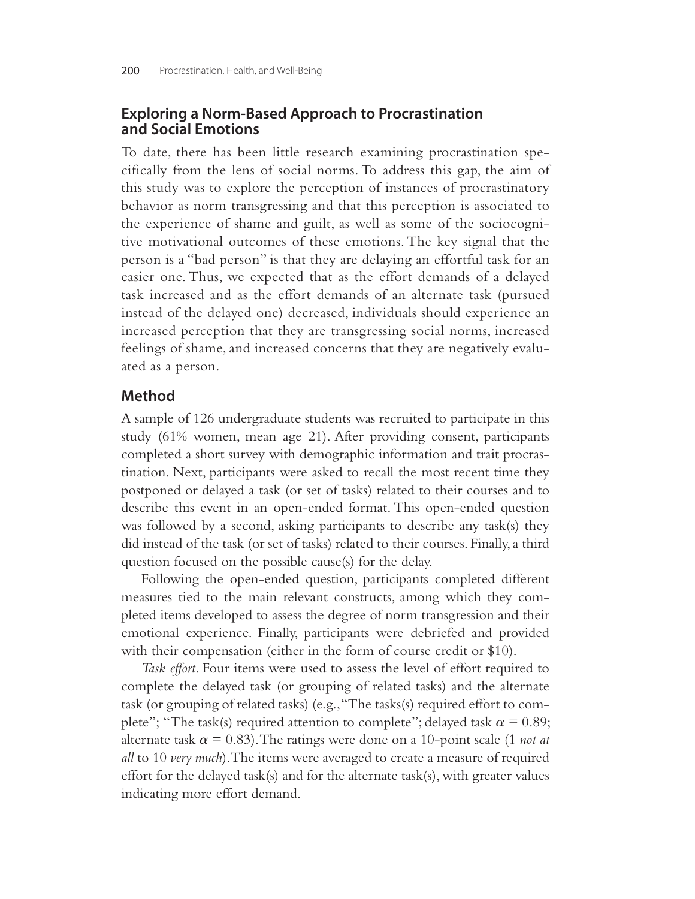## Exploring a Norm-Based Approach to Procrastination and Social Emotions

To date, there has been little research examining procrastination specifically from the lens of social norms. To address this gap, the aim of this study was to explore the perception of instances of procrastinatory behavior as norm transgressing and that this perception is associated to the experience of shame and guilt, as well as some of the sociocognitive motivational outcomes of these emotions. The key signal that the person is a "bad person" is that they are delaying an effortful task for an easier one. Thus, we expected that as the effort demands of a delayed task increased and as the effort demands of an alternate task (pursued instead of the delayed one) decreased, individuals should experience an increased perception that they are transgressing social norms, increased feelings of shame, and increased concerns that they are negatively evaluated as a person.

## Method

A sample of 126 undergraduate students was recruited to participate in this study (61% women, mean age 21). After providing consent, participants completed a short survey with demographic information and trait procrastination. Next, participants were asked to recall the most recent time they postponed or delayed a task (or set of tasks) related to their courses and to describe this event in an open-ended format. This open-ended question was followed by a second, asking participants to describe any task(s) they did instead of the task (or set of tasks) related to their courses. Finally, a third question focused on the possible cause(s) for the delay.

Following the open-ended question, participants completed different measures tied to the main relevant constructs, among which they completed items developed to assess the degree of norm transgression and their emotional experience. Finally, participants were debriefed and provided with their compensation (either in the form of course credit or $10).

*Task effort*. Four items were used to assess the level of effort required to complete the delayed task (or grouping of related tasks) and the alternate task (or grouping of related tasks) (e.g., "The tasks(s) required effort to complete"; "The task(s) required attention to complete"; delayed task $\alpha = 0.89$; alternate task $\alpha = 0.83$). The ratings were done on a 10-point scale (1 *not at all* to 10 *very much*). The items were averaged to create a measure of required effort for the delayed task(s) and for the alternate task(s), with greater values indicating more effort demand.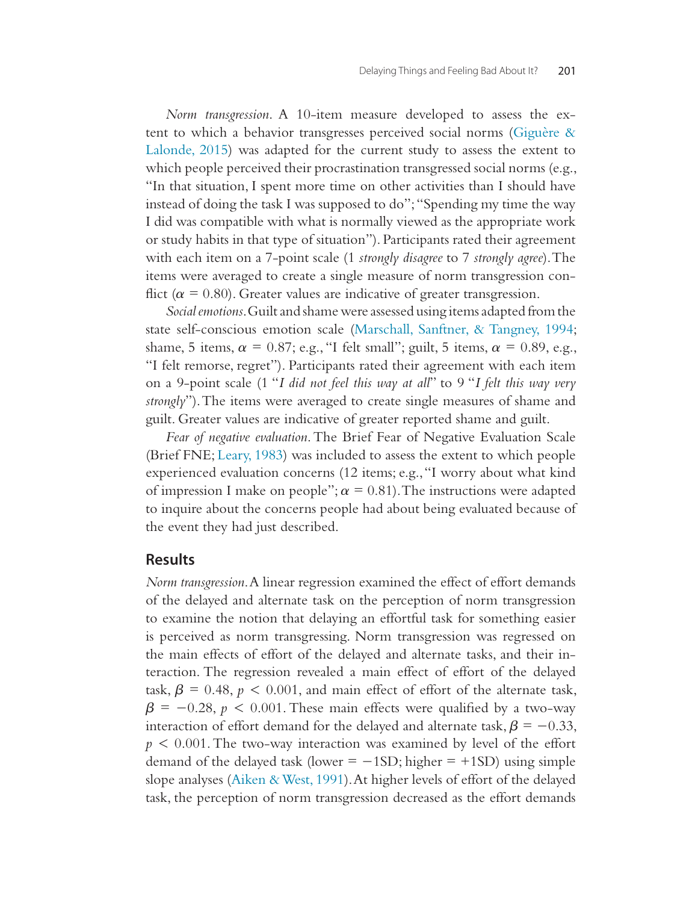*Norm transgression*. A 10-item measure developed to assess the extent to which a behavior transgresses perceived social norms (Giguère & Lalonde, 2015) was adapted for the current study to assess the extent to which people perceived their procrastination transgressed social norms (e.g., "In that situation, I spent more time on other activities than I should have instead of doing the task I was supposed to do"; "Spending my time the way I did was compatible with what is normally viewed as the appropriate work or study habits in that type of situation"). Participants rated their agreement with each item on a 7-point scale (1 *strongly disagree* to 7 *strongly agree*). The items were averaged to create a single measure of norm transgression conflict ($\alpha = 0.80$). Greater values are indicative of greater transgression.

*Social emotions*. Guilt and shame were assessed using items adapted from the state self-conscious emotion scale (Marschall, Sanftner, & Tangney, 1994; shame, 5 items, $\alpha = 0.87$; e.g., "I felt small"; guilt, 5 items, $\alpha = 0.89$, e.g., "I felt remorse, regret"). Participants rated their agreement with each item on a 9-point scale (1 "*I did not feel this way at all*" to 9 "*I felt this way very strongly*"). The items were averaged to create single measures of shame and guilt. Greater values are indicative of greater reported shame and guilt.

*Fear of negative evaluation*. The Brief Fear of Negative Evaluation Scale (Brief FNE; Leary, 1983) was included to assess the extent to which people experienced evaluation concerns (12 items; e.g., "I worry about what kind of impression I make on people"; $\alpha = 0.81$). The instructions were adapted to inquire about the concerns people had about being evaluated because of the event they had just described.

## Results

*Norm transgression*. A linear regression examined the effect of effort demands of the delayed and alternate task on the perception of norm transgression to examine the notion that delaying an effortful task for something easier is perceived as norm transgressing. Norm transgression was regressed on the main effects of effort of the delayed and alternate tasks, and their interaction. The regression revealed a main effect of effort of the delayed task, $\beta = 0.48$, $p < 0.001$, and main effect of effort of the alternate task, $\beta = -0.28$, $p < 0.001$. These main effects were qualified by a two-way interaction of effort demand for the delayed and alternate task, $\beta = -0.33$, $p < 0.001$. The two-way interaction was examined by level of the effort demand of the delayed task (lower = −1SD; higher = +1SD) using simple slope analyses (Aiken & West, 1991). At higher levels of effort of the delayed task, the perception of norm transgression decreased as the effort demands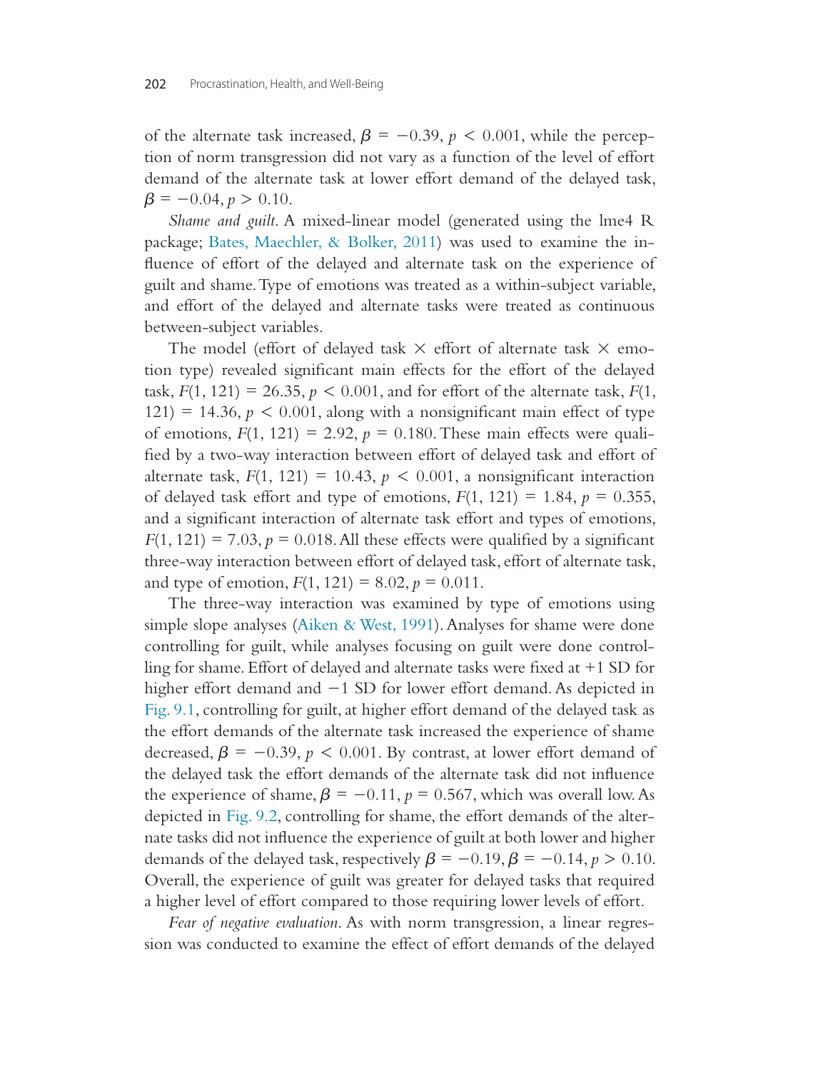of the alternate task increased, $\beta = -0.39$, $p < 0.001$, while the perception of norm transgression did not vary as a function of the level of effort demand of the alternate task at lower effort demand of the delayed task, $\beta = -0.04$, $p > 0.10$.

*Shame and guilt*. A mixed-linear model (generated using the lme4 R package; Bates, Maechler, & Bolker, 2011) was used to examine the influence of effort of the delayed and alternate task on the experience of guilt and shame. Type of emotions was treated as a within-subject variable, and effort of the delayed and alternate tasks were treated as continuous between-subject variables.

The model (effort of delayed task × effort of alternate task × emotion type) revealed significant main effects for the effort of the delayed task, $F(1, 121) = 26.35$, $p < 0.001$, and for effort of the alternate task, $F(1, 121) = 14.36$, $p < 0.001$, along with a nonsignificant main effect of type of emotions, $F(1, 121) = 2.92$, $p = 0.180$. These main effects were qualified by a two-way interaction between effort of delayed task and effort of alternate task, $F(1, 121) = 10.43$, $p < 0.001$, a nonsignificant interaction of delayed task effort and type of emotions, $F(1, 121) = 1.84$, $p = 0.355$, and a significant interaction of alternate task effort and types of emotions, $F(1, 121) = 7.03$, $p = 0.018$. All these effects were qualified by a significant three-way interaction between effort of delayed task, effort of alternate task, and type of emotion, $F(1, 121) = 8.02$, $p = 0.011$.

The three-way interaction was examined by type of emotions using simple slope analyses (Aiken & West, 1991). Analyses for shame were done controlling for guilt, while analyses focusing on guilt were done controlling for shame. Effort of delayed and alternate tasks were fixed at +1 SD for higher effort demand and −1 SD for lower effort demand. As depicted in Fig. 9.1, controlling for guilt, at higher effort demand of the delayed task as the effort demands of the alternate task increased the experience of shame decreased, $\beta = -0.39$, $p < 0.001$. By contrast, at lower effort demand of the delayed task the effort demands of the alternate task did not influence the experience of shame, $\beta = -0.11$, $p = 0.567$, which was overall low. As depicted in Fig. 9.2, controlling for shame, the effort demands of the alternate tasks did not influence the experience of guilt at both lower and higher demands of the delayed task, respectively $\beta = -0.19$, $\beta = -0.14$, $p > 0.10$. Overall, the experience of guilt was greater for delayed tasks that required a higher level of effort compared to those requiring lower levels of effort.

*Fear of negative evaluation*. As with norm transgression, a linear regression was conducted to examine the effect of effort demands of the delayed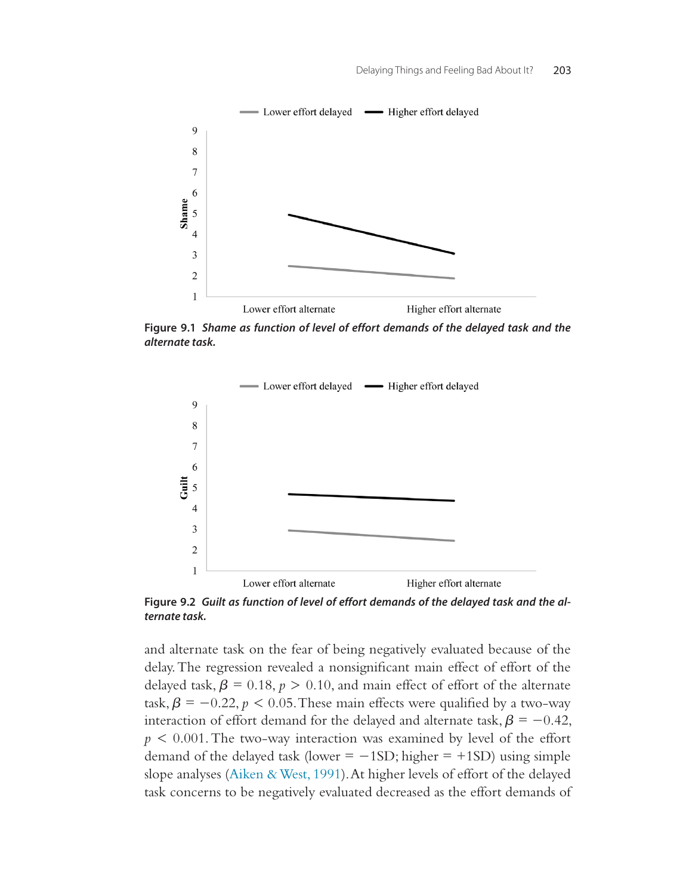Figure 9.1 *Shame as function of level of effort demands of the delayed task and the alternate task.*

Figure 9.2 *Guilt as function of level of effort demands of the delayed task and the alternate task.*

and alternate task on the fear of being negatively evaluated because of the delay. The regression revealed a nonsignificant main effect of effort of the delayed task, $\beta = 0.18$, $p > 0.10$, and main effect of effort of the alternate task, $\beta = -0.22$, $p < 0.05$. These main effects were qualified by a two-way interaction of effort demand for the delayed and alternate task, $\beta = -0.42$, $p < 0.001$. The two-way interaction was examined by level of the effort demand of the delayed task (lower = −1SD; higher = +1SD) using simple slope analyses (Aiken & West, 1991). At higher levels of effort of the delayed task concerns to be negatively evaluated decreased as the effort demands of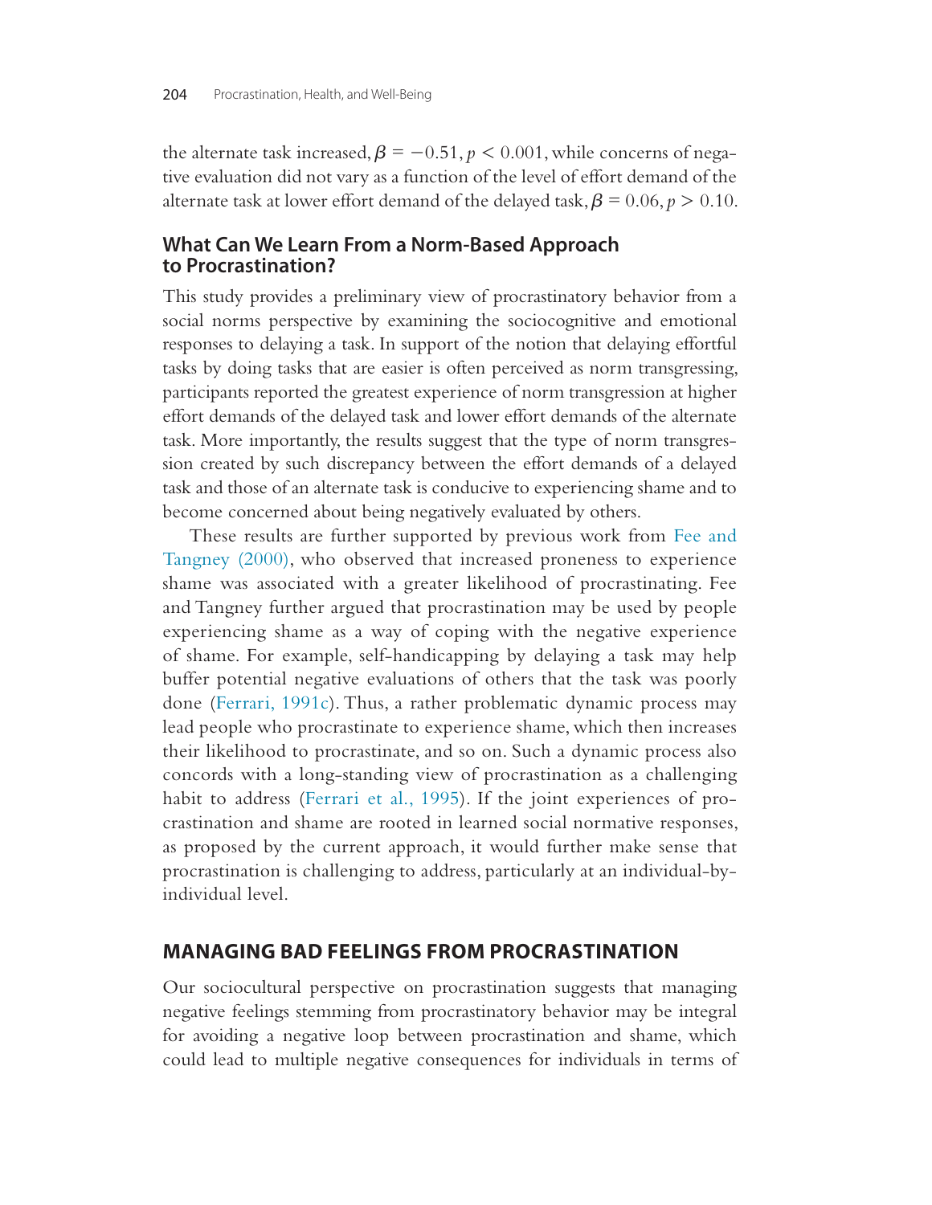the alternate task increased, $\beta = -0.51, p < 0.001$, while concerns of negative evaluation did not vary as a function of the level of effort demand of the alternate task at lower effort demand of the delayed task, $\beta = 0.06, p > 0.10$.

### What Can We Learn From a Norm-Based Approach to Procrastination?

This study provides a preliminary view of procrastinatory behavior from a social norms perspective by examining the sociocognitive and emotional responses to delaying a task. In support of the notion that delaying effortful tasks by doing tasks that are easier is often perceived as norm transgressing, participants reported the greatest experience of norm transgression at higher effort demands of the delayed task and lower effort demands of the alternate task. More importantly, the results suggest that the type of norm transgression created by such discrepancy between the effort demands of a delayed task and those of an alternate task is conducive to experiencing shame and to become concerned about being negatively evaluated by others.

These results are further supported by previous work from Fee and Tangney (2000), who observed that increased proneness to experience shame was associated with a greater likelihood of procrastinating. Fee and Tangney further argued that procrastination may be used by people experiencing shame as a way of coping with the negative experience of shame. For example, self-handicapping by delaying a task may help buffer potential negative evaluations of others that the task was poorly done (Ferrari, 1991c). Thus, a rather problematic dynamic process may lead people who procrastinate to experience shame, which then increases their likelihood to procrastinate, and so on. Such a dynamic process also concords with a long-standing view of procrastination as a challenging habit to address (Ferrari et al., 1995). If the joint experiences of procrastination and shame are rooted in learned social normative responses, as proposed by the current approach, it would further make sense that procrastination is challenging to address, particularly at an individual-by-individual level.

## MANAGING BAD FEELINGS FROM PROCRASTINATION

Our sociocultural perspective on procrastination suggests that managing negative feelings stemming from procrastinatory behavior may be integral for avoiding a negative loop between procrastination and shame, which could lead to multiple negative consequences for individuals in terms of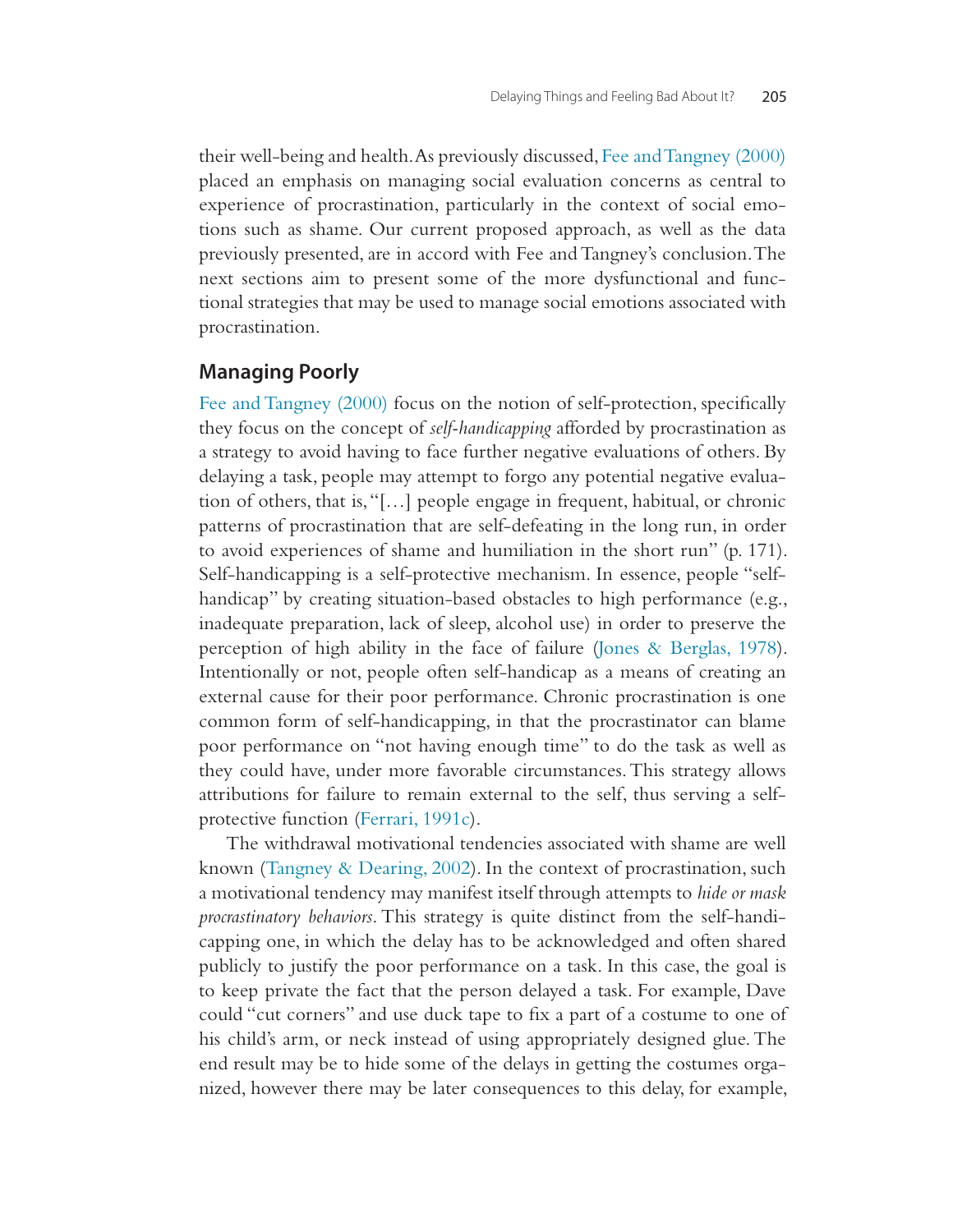their well-being and health. As previously discussed, Fee and Tangney (2000) placed an emphasis on managing social evaluation concerns as central to experience of procrastination, particularly in the context of social emotions such as shame. Our current proposed approach, as well as the data previously presented, are in accord with Fee and Tangney's conclusion. The next sections aim to present some of the more dysfunctional and functional strategies that may be used to manage social emotions associated with procrastination.

## Managing Poorly

Fee and Tangney (2000) focus on the notion of self-protection, specifically they focus on the concept of *self-handicapping* afforded by procrastination as a strategy to avoid having to face further negative evaluations of others. By delaying a task, people may attempt to forgo any potential negative evaluation of others, that is, "[…] people engage in frequent, habitual, or chronic patterns of procrastination that are self-defeating in the long run, in order to avoid experiences of shame and humiliation in the short run" (p. 171). Self-handicapping is a self-protective mechanism. In essence, people "self-handicap" by creating situation-based obstacles to high performance (e.g., inadequate preparation, lack of sleep, alcohol use) in order to preserve the perception of high ability in the face of failure (Jones & Berglas, 1978). Intentionally or not, people often self-handicap as a means of creating an external cause for their poor performance. Chronic procrastination is one common form of self-handicapping, in that the procrastinator can blame poor performance on "not having enough time" to do the task as well as they could have, under more favorable circumstances. This strategy allows attributions for failure to remain external to the self, thus serving a self-protective function (Ferrari, 1991c).

The withdrawal motivational tendencies associated with shame are well known (Tangney & Dearing, 2002). In the context of procrastination, such a motivational tendency may manifest itself through attempts to *hide or mask procrastinatory behaviors*. This strategy is quite distinct from the self-handicapping one, in which the delay has to be acknowledged and often shared publicly to justify the poor performance on a task. In this case, the goal is to keep private the fact that the person delayed a task. For example, Dave could "cut corners" and use duck tape to fix a part of a costume to one of his child's arm, or neck instead of using appropriately designed glue. The end result may be to hide some of the delays in getting the costumes organized, however there may be later consequences to this delay, for example,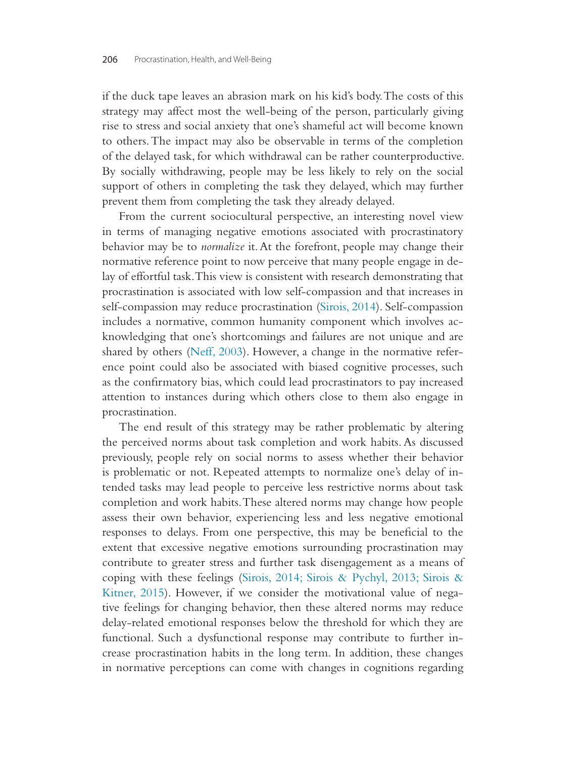if the duck tape leaves an abrasion mark on his kid's body. The costs of this strategy may affect most the well-being of the person, particularly giving rise to stress and social anxiety that one's shameful act will become known to others. The impact may also be observable in terms of the completion of the delayed task, for which withdrawal can be rather counterproductive. By socially withdrawing, people may be less likely to rely on the social support of others in completing the task they delayed, which may further prevent them from completing the task they already delayed.

From the current sociocultural perspective, an interesting novel view in terms of managing negative emotions associated with procrastinatory behavior may be to *normalize* it. At the forefront, people may change their normative reference point to now perceive that many people engage in delay of effortful task. This view is consistent with research demonstrating that procrastination is associated with low self-compassion and that increases in self-compassion may reduce procrastination (Sirois, 2014). Self-compassion includes a normative, common humanity component which involves acknowledging that one's shortcomings and failures are not unique and are shared by others (Neff, 2003). However, a change in the normative reference point could also be associated with biased cognitive processes, such as the confirmatory bias, which could lead procrastinators to pay increased attention to instances during which others close to them also engage in procrastination.

The end result of this strategy may be rather problematic by altering the perceived norms about task completion and work habits. As discussed previously, people rely on social norms to assess whether their behavior is problematic or not. Repeated attempts to normalize one's delay of intended tasks may lead people to perceive less restrictive norms about task completion and work habits. These altered norms may change how people assess their own behavior, experiencing less and less negative emotional responses to delays. From one perspective, this may be beneficial to the extent that excessive negative emotions surrounding procrastination may contribute to greater stress and further task disengagement as a means of coping with these feelings (Sirois, 2014; Sirois & Pychyl, 2013; Sirois & Kitner, 2015). However, if we consider the motivational value of negative feelings for changing behavior, then these altered norms may reduce delay-related emotional responses below the threshold for which they are functional. Such a dysfunctional response may contribute to further increase procrastination habits in the long term. In addition, these changes in normative perceptions can come with changes in cognitions regarding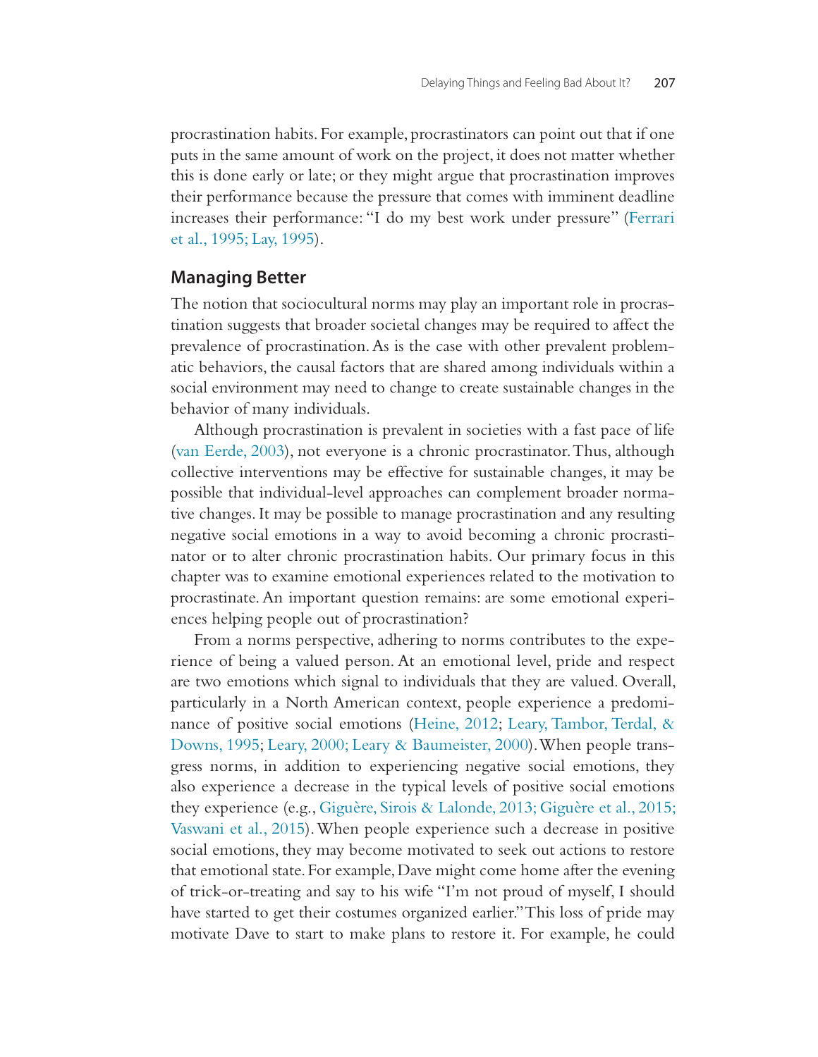procrastination habits. For example, procrastinators can point out that if one puts in the same amount of work on the project, it does not matter whether this is done early or late; or they might argue that procrastination improves their performance because the pressure that comes with imminent deadline increases their performance: "I do my best work under pressure" (Ferrari et al., 1995; Lay, 1995).

## Managing Better

The notion that sociocultural norms may play an important role in procrastination suggests that broader societal changes may be required to affect the prevalence of procrastination. As is the case with other prevalent problematic behaviors, the causal factors that are shared among individuals within a social environment may need to change to create sustainable changes in the behavior of many individuals.

Although procrastination is prevalent in societies with a fast pace of life (van Eerde, 2003), not everyone is a chronic procrastinator. Thus, although collective interventions may be effective for sustainable changes, it may be possible that individual-level approaches can complement broader normative changes. It may be possible to manage procrastination and any resulting negative social emotions in a way to avoid becoming a chronic procrastinator or to alter chronic procrastination habits. Our primary focus in this chapter was to examine emotional experiences related to the motivation to procrastinate. An important question remains: are some emotional experiences helping people out of procrastination?

From a norms perspective, adhering to norms contributes to the experience of being a valued person. At an emotional level, pride and respect are two emotions which signal to individuals that they are valued. Overall, particularly in a North American context, people experience a predominance of positive social emotions (Heine, 2012; Leary, Tambor, Terdal, & Downs, 1995; Leary, 2000; Leary & Baumeister, 2000). When people transgress norms, in addition to experiencing negative social emotions, they also experience a decrease in the typical levels of positive social emotions they experience (e.g., Giguère, Sirois & Lalonde, 2013; Giguère et al., 2015; Vaswani et al., 2015). When people experience such a decrease in positive social emotions, they may become motivated to seek out actions to restore that emotional state. For example, Dave might come home after the evening of trick-or-treating and say to his wife "I'm not proud of myself, I should have started to get their costumes organized earlier." This loss of pride may motivate Dave to start to make plans to restore it. For example, he could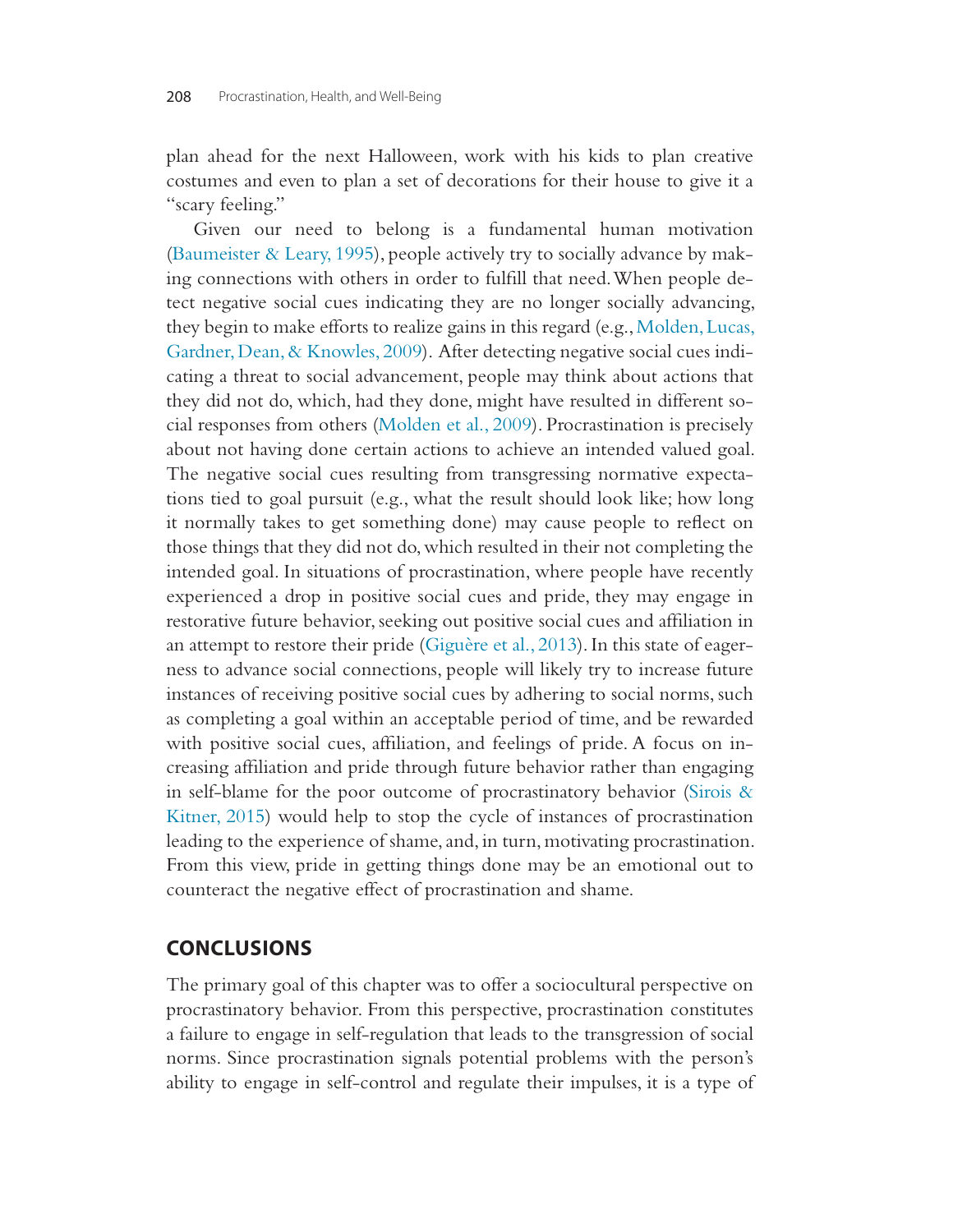plan ahead for the next Halloween, work with his kids to plan creative costumes and even to plan a set of decorations for their house to give it a "scary feeling."

Given our need to belong is a fundamental human motivation (Baumeister & Leary, 1995), people actively try to socially advance by making connections with others in order to fulfill that need. When people detect negative social cues indicating they are no longer socially advancing, they begin to make efforts to realize gains in this regard (e.g., Molden, Lucas, Gardner, Dean, & Knowles, 2009). After detecting negative social cues indicating a threat to social advancement, people may think about actions that they did not do, which, had they done, might have resulted in different social responses from others (Molden et al., 2009). Procrastination is precisely about not having done certain actions to achieve an intended valued goal. The negative social cues resulting from transgressing normative expectations tied to goal pursuit (e.g., what the result should look like; how long it normally takes to get something done) may cause people to reflect on those things that they did not do, which resulted in their not completing the intended goal. In situations of procrastination, where people have recently experienced a drop in positive social cues and pride, they may engage in restorative future behavior, seeking out positive social cues and affiliation in an attempt to restore their pride (Giguère et al., 2013). In this state of eagerness to advance social connections, people will likely try to increase future instances of receiving positive social cues by adhering to social norms, such as completing a goal within an acceptable period of time, and be rewarded with positive social cues, affiliation, and feelings of pride. A focus on increasing affiliation and pride through future behavior rather than engaging in self-blame for the poor outcome of procrastinatory behavior (Sirois & Kitner, 2015) would help to stop the cycle of instances of procrastination leading to the experience of shame, and, in turn, motivating procrastination. From this view, pride in getting things done may be an emotional out to counteract the negative effect of procrastination and shame.

## CONCLUSIONS

The primary goal of this chapter was to offer a sociocultural perspective on procrastinatory behavior. From this perspective, procrastination constitutes a failure to engage in self-regulation that leads to the transgression of social norms. Since procrastination signals potential problems with the person's ability to engage in self-control and regulate their impulses, it is a type of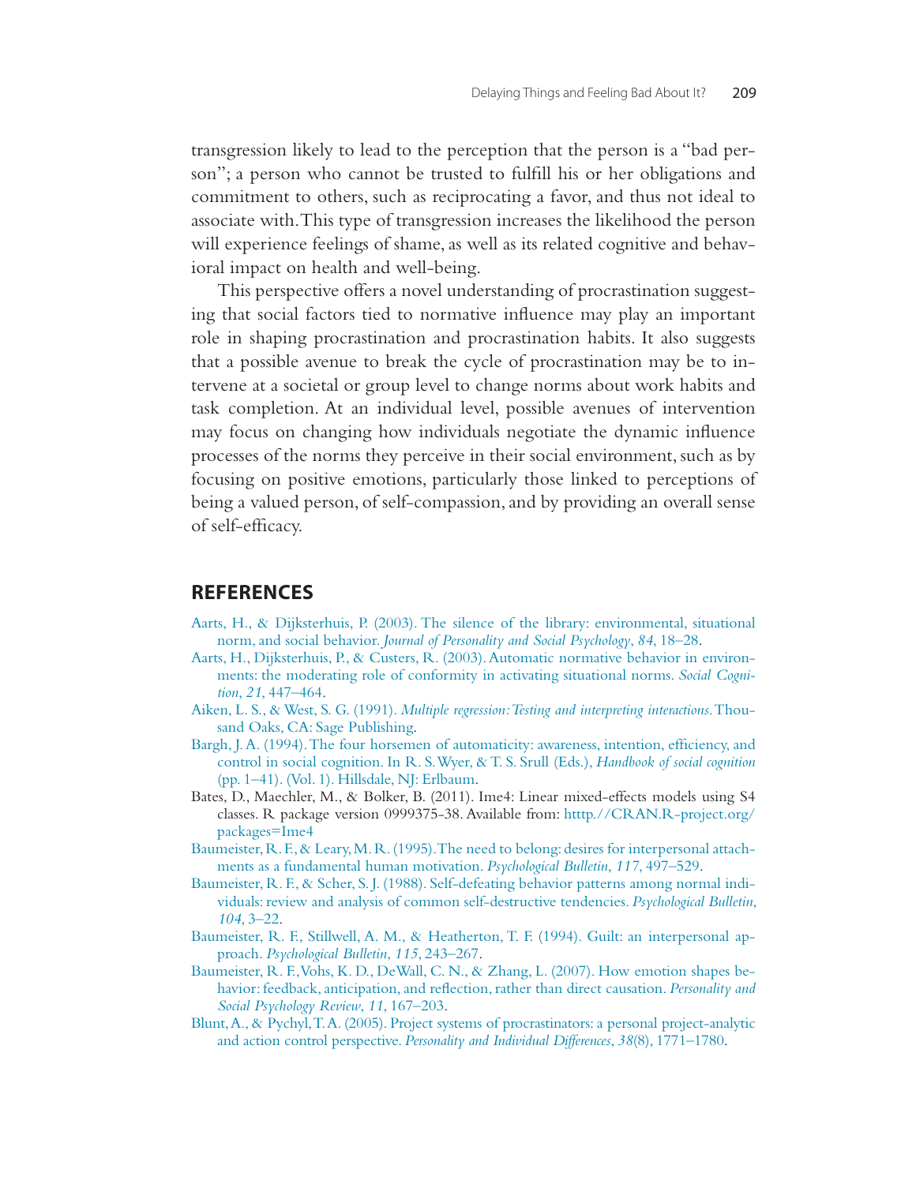transgression likely to lead to the perception that the person is a "bad person"; a person who cannot be trusted to fulfill his or her obligations and commitment to others, such as reciprocating a favor, and thus not ideal to associate with. This type of transgression increases the likelihood the person will experience feelings of shame, as well as its related cognitive and behavioral impact on health and well-being.

This perspective offers a novel understanding of procrastination suggesting that social factors tied to normative influence may play an important role in shaping procrastination and procrastination habits. It also suggests that a possible avenue to break the cycle of procrastination may be to intervene at a societal or group level to change norms about work habits and task completion. At an individual level, possible avenues of intervention may focus on changing how individuals negotiate the dynamic influence processes of the norms they perceive in their social environment, such as by focusing on positive emotions, particularly those linked to perceptions of being a valued person, of self-compassion, and by providing an overall sense of self-efficacy.

## REFERENCES

Aarts, H., & Dijksterhuis, P. (2003). The silence of the library: environmental, situational norm, and social behavior. *Journal of Personality and Social Psychology*, *84*, 18–28.

Aarts, H., Dijksterhuis, P., & Custers, R. (2003). Automatic normative behavior in environments: the moderating role of conformity in activating situational norms. *Social Cognition*, *21*, 447–464.

Aiken, L. S., & West, S. G. (1991). *Multiple regression: Testing and interpreting interactions*. Thousand Oaks, CA: Sage Publishing.

Bargh, J. A. (1994). The four horsemen of automaticity: awareness, intention, efficiency, and control in social cognition. In R. S. Wyer, & T. S. Srull (Eds.), *Handbook of social cognition* (pp. 1–41). (Vol. 1). Hillsdale, NJ: Erlbaum.

Bates, D., Maechler, M., & Bolker, B. (2011). Ime4: Linear mixed-effects models using S4 classes. R package version 0999375-38. Available from: htttp.//CRAN.R-project.org/packages=Ime4

Baumeister, R. F., & Leary, M. R. (1995). The need to belong: desires for interpersonal attachments as a fundamental human motivation. *Psychological Bulletin*, *117*, 497–529.

Baumeister, R. F., & Scher, S. J. (1988). Self-defeating behavior patterns among normal individuals: review and analysis of common self-destructive tendencies. *Psychological Bulletin*, *104*, 3–22.

Baumeister, R. F., Stillwell, A. M., & Heatherton, T. F. (1994). Guilt: an interpersonal approach. *Psychological Bulletin*, *115*, 243–267.

Baumeister, R. F., Vohs, K. D., DeWall, C. N., & Zhang, L. (2007). How emotion shapes behavior: feedback, anticipation, and reflection, rather than direct causation. *Personality and Social Psychology Review*, *11*, 167–203.

Blunt, A., & Pychyl, T. A. (2005). Project systems of procrastinators: a personal project-analytic and action control perspective. *Personality and Individual Differences*, *38*(8), 1771–1780.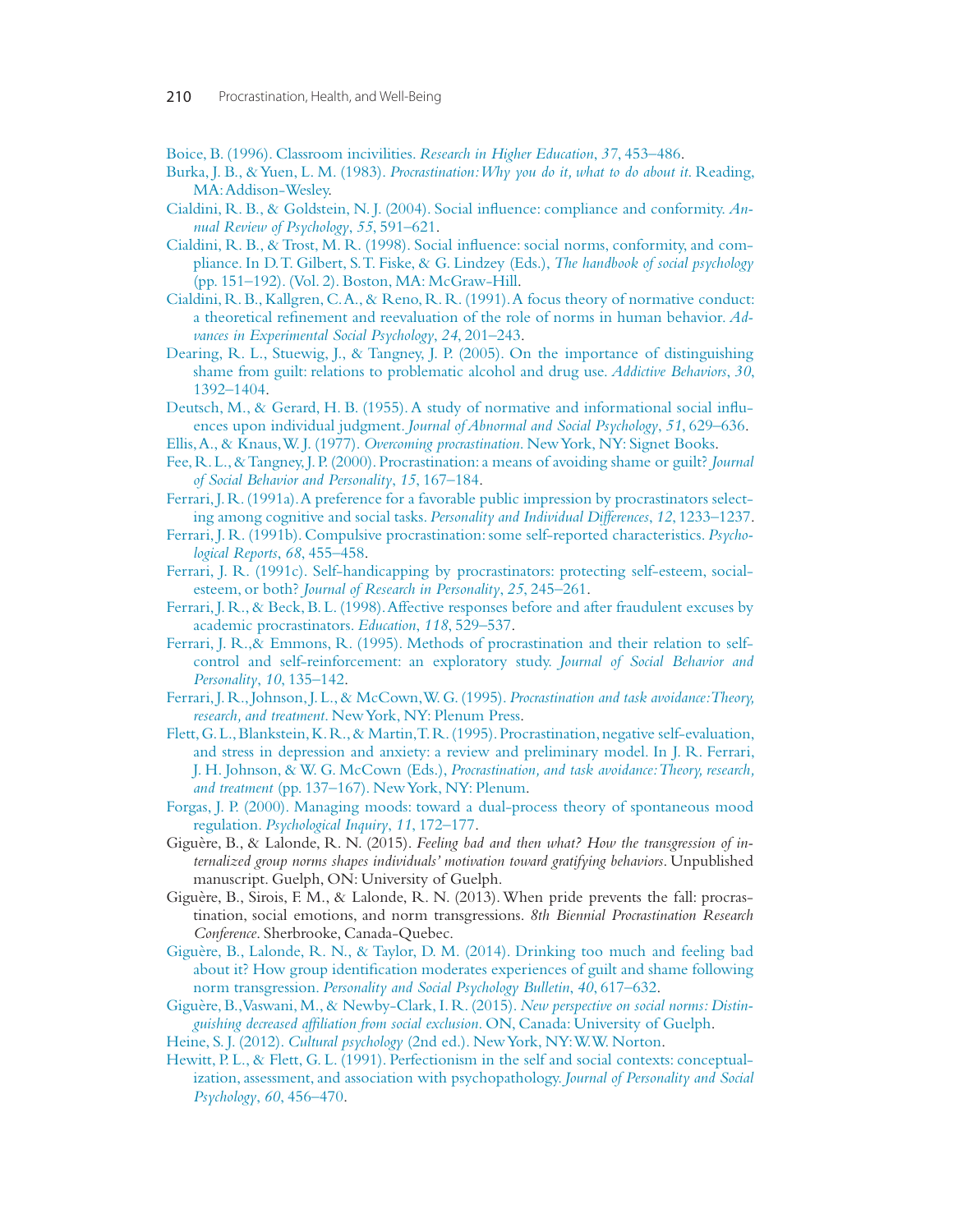Boice, B. (1996). Classroom incivilities. *Research in Higher Education*, *37*, 453–486.

Burka, J. B., & Yuen, L. M. (1983). *Procrastination: Why you do it, what to do about it*. Reading, MA: Addison-Wesley.

Cialdini, R. B., & Goldstein, N. J. (2004). Social influence: compliance and conformity. *Annual Review of Psychology*, *55*, 591–621.

Cialdini, R. B., & Trost, M. R. (1998). Social influence: social norms, conformity, and compliance. In D. T. Gilbert, S. T. Fiske, & G. Lindzey (Eds.), *The handbook of social psychology* (pp. 151–192). (Vol. 2). Boston, MA: McGraw-Hill.

Cialdini, R. B., Kallgren, C. A., & Reno, R. R. (1991). A focus theory of normative conduct: a theoretical refinement and reevaluation of the role of norms in human behavior. *Advances in Experimental Social Psychology*, *24*, 201–243.

Dearing, R. L., Stuewig, J., & Tangney, J. P. (2005). On the importance of distinguishing shame from guilt: relations to problematic alcohol and drug use. *Addictive Behaviors*, *30*, 1392–1404.

Deutsch, M., & Gerard, H. B. (1955). A study of normative and informational social influences upon individual judgment. *Journal of Abnormal and Social Psychology*, *51*, 629–636.

Ellis, A., & Knaus, W. J. (1977). *Overcoming procrastination*. New York, NY: Signet Books.

Fee, R. L., & Tangney, J. P. (2000). Procrastination: a means of avoiding shame or guilt? *Journal of Social Behavior and Personality*, *15*, 167–184.

Ferrari, J. R. (1991a). A preference for a favorable public impression by procrastinators selecting among cognitive and social tasks. *Personality and Individual Differences*, *12*, 1233–1237.

Ferrari, J. R. (1991b). Compulsive procrastination: some self-reported characteristics. *Psychological Reports*, *68*, 455–458.

Ferrari, J. R. (1991c). Self-handicapping by procrastinators: protecting self-esteem, social-esteem, or both? *Journal of Research in Personality*, *25*, 245–261.

Ferrari, J. R., & Beck, B. L. (1998). Affective responses before and after fraudulent excuses by academic procrastinators. *Education*, *118*, 529–537.

Ferrari, J. R.,& Emmons, R. (1995). Methods of procrastination and their relation to self-control and self-reinforcement: an exploratory study. *Journal of Social Behavior and Personality*, *10*, 135–142.

Ferrari, J. R., Johnson, J. L., & McCown, W. G. (1995). *Procrastination and task avoidance: Theory, research, and treatment*. New York, NY: Plenum Press.

Flett, G. L., Blankstein, K. R., & Martin, T. R. (1995). Procrastination, negative self-evaluation, and stress in depression and anxiety: a review and preliminary model. In J. R. Ferrari, J. H. Johnson, & W. G. McCown (Eds.), *Procrastination, and task avoidance: Theory, research, and treatment* (pp. 137–167). New York, NY: Plenum.

Forgas, J. P. (2000). Managing moods: toward a dual-process theory of spontaneous mood regulation. *Psychological Inquiry*, *11*, 172–177.

Giguère, B., & Lalonde, R. N. (2015). *Feeling bad and then what? How the transgression of internalized group norms shapes individuals' motivation toward gratifying behaviors*. Unpublished manuscript. Guelph, ON: University of Guelph.

Giguère, B., Sirois, F. M., & Lalonde, R. N. (2013). When pride prevents the fall: procrastination, social emotions, and norm transgressions. *8th Biennial Procrastination Research Conference*. Sherbrooke, Canada-Quebec.

Giguère, B., Lalonde, R. N., & Taylor, D. M. (2014). Drinking too much and feeling bad about it? How group identification moderates experiences of guilt and shame following norm transgression. *Personality and Social Psychology Bulletin*, *40*, 617–632.

Giguère, B., Vaswani, M., & Newby-Clark, I. R. (2015). *New perspective on social norms: Distinguishing decreased affiliation from social exclusion*. ON, Canada: University of Guelph.

Heine, S. J. (2012). *Cultural psychology* (2nd ed.). New York, NY: W.W. Norton.

Hewitt, P. L., & Flett, G. L. (1991). Perfectionism in the self and social contexts: conceptualization, assessment, and association with psychopathology. *Journal of Personality and Social Psychology*, *60*, 456–470.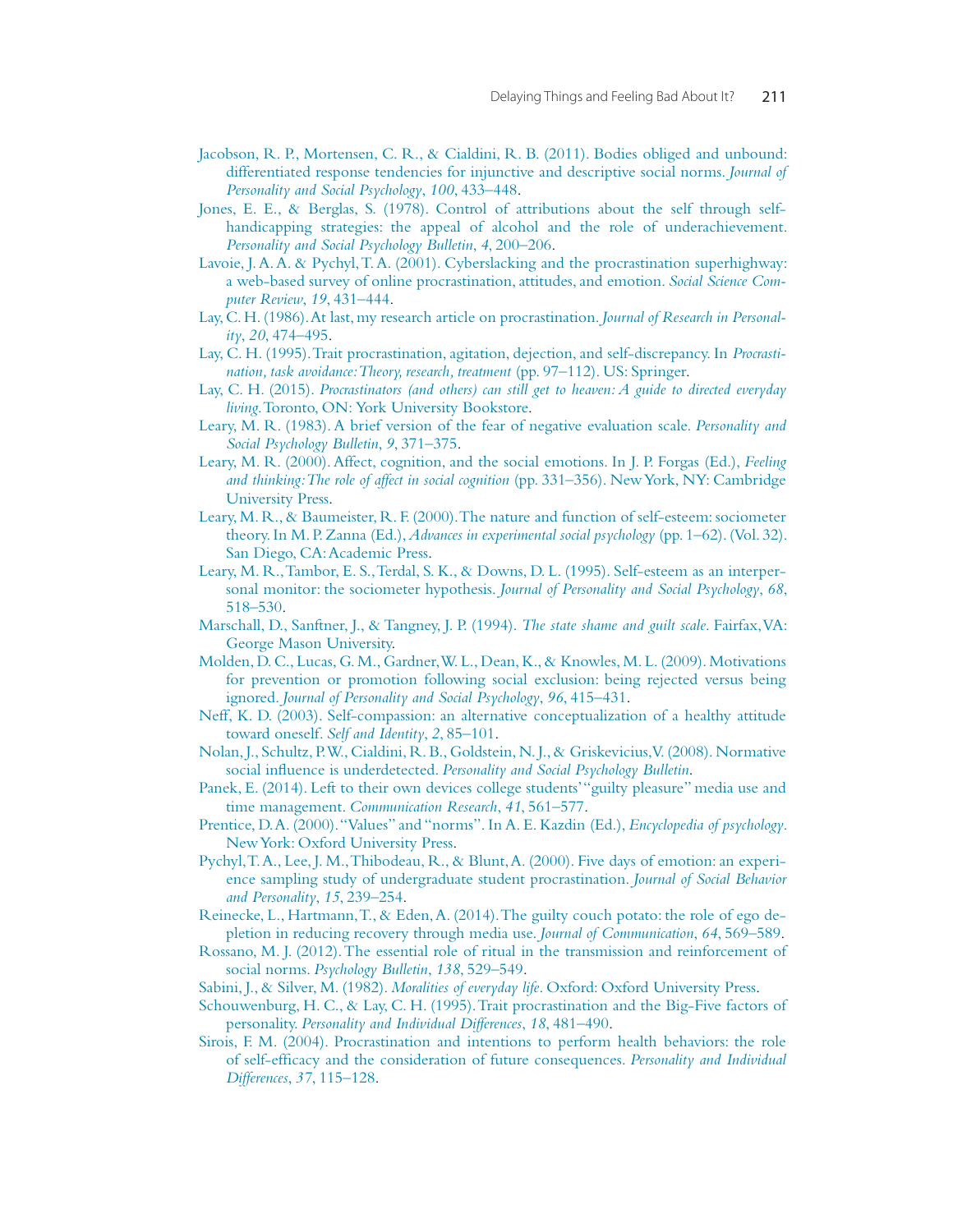Jacobson, R. P., Mortensen, C. R., & Cialdini, R. B. (2011). Bodies obliged and unbound: differentiated response tendencies for injunctive and descriptive social norms. *Journal of Personality and Social Psychology*, *100*, 433–448.

Jones, E. E., & Berglas, S. (1978). Control of attributions about the self through self-handicapping strategies: the appeal of alcohol and the role of underachievement. *Personality and Social Psychology Bulletin*, *4*, 200–206.

Lavoie, J. A. A. & Pychyl, T. A. (2001). Cyberslacking and the procrastination superhighway: a web-based survey of online procrastination, attitudes, and emotion. *Social Science Computer Review*, *19*, 431–444.

Lay, C. H. (1986). At last, my research article on procrastination. *Journal of Research in Personality*, *20*, 474–495.

Lay, C. H. (1995). Trait procrastination, agitation, dejection, and self-discrepancy. In *Procrastination, task avoidance: Theory, research, treatment* (pp. 97–112). US: Springer.

Lay, C. H. (2015). *Procrastinators (and others) can still get to heaven: A guide to directed everyday living*. Toronto, ON: York University Bookstore.

Leary, M. R. (1983). A brief version of the fear of negative evaluation scale. *Personality and Social Psychology Bulletin*, *9*, 371–375.

Leary, M. R. (2000). Affect, cognition, and the social emotions. In J. P. Forgas (Ed.), *Feeling and thinking: The role of affect in social cognition* (pp. 331–356). New York, NY: Cambridge University Press.

Leary, M. R., & Baumeister, R. F. (2000). The nature and function of self-esteem: sociometer theory. In M. P. Zanna (Ed.), *Advances in experimental social psychology* (pp. 1–62). (Vol. 32). San Diego, CA: Academic Press.

Leary, M. R., Tambor, E. S., Terdal, S. K., & Downs, D. L. (1995). Self-esteem as an interpersonal monitor: the sociometer hypothesis. *Journal of Personality and Social Psychology*, *68*, 518–530.

Marschall, D., Sanftner, J., & Tangney, J. P. (1994). *The state shame and guilt scale*. Fairfax, VA: George Mason University.

Molden, D. C., Lucas, G. M., Gardner, W. L., Dean, K., & Knowles, M. L. (2009). Motivations for prevention or promotion following social exclusion: being rejected versus being ignored. *Journal of Personality and Social Psychology*, *96*, 415–431.

Neff, K. D. (2003). Self-compassion: an alternative conceptualization of a healthy attitude toward oneself. *Self and Identity*, *2*, 85–101.

Nolan, J., Schultz, P. W., Cialdini, R. B., Goldstein, N. J., & Griskevicius, V. (2008). Normative social influence is underdetected. *Personality and Social Psychology Bulletin*.

Panek, E. (2014). Left to their own devices college students' "guilty pleasure" media use and time management. *Communication Research*, *41*, 561–577.

Prentice, D. A. (2000). "Values" and "norms". In A. E. Kazdin (Ed.), *Encyclopedia of psychology*. New York: Oxford University Press.

Pychyl, T. A., Lee, J. M., Thibodeau, R., & Blunt, A. (2000). Five days of emotion: an experience sampling study of undergraduate student procrastination. *Journal of Social Behavior and Personality*, *15*, 239–254.

Reinecke, L., Hartmann, T., & Eden, A. (2014). The guilty couch potato: the role of ego depletion in reducing recovery through media use. *Journal of Communication*, *64*, 569–589.

Rossano, M. J. (2012). The essential role of ritual in the transmission and reinforcement of social norms. *Psychology Bulletin*, *138*, 529–549.

Sabini, J., & Silver, M. (1982). *Moralities of everyday life*. Oxford: Oxford University Press.

Schouwenburg, H. C., & Lay, C. H. (1995). Trait procrastination and the Big-Five factors of personality. *Personality and Individual Differences*, *18*, 481–490.

Sirois, F. M. (2004). Procrastination and intentions to perform health behaviors: the role of self-efficacy and the consideration of future consequences. *Personality and Individual Differences*, *37*, 115–128.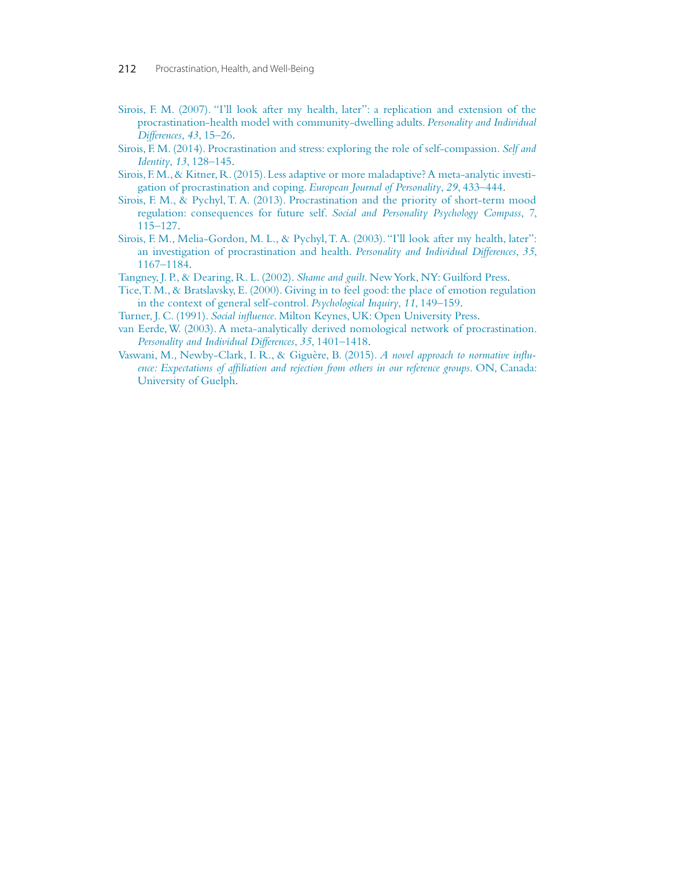Sirois, F. M. (2007). "I'll look after my health, later": a replication and extension of the procrastination-health model with community-dwelling adults. *Personality and Individual Differences*, *43*, 15–26.

Sirois, F. M. (2014). Procrastination and stress: exploring the role of self-compassion. *Self and Identity*, *13*, 128–145.

Sirois, F. M., & Kitner, R. (2015). Less adaptive or more maladaptive? A meta-analytic investigation of procrastination and coping. *European Journal of Personality*, *29*, 433–444.

Sirois, F. M., & Pychyl, T. A. (2013). Procrastination and the priority of short-term mood regulation: consequences for future self. *Social and Personality Psychology Compass*, *7*, 115–127.

Sirois, F. M., Melia-Gordon, M. L., & Pychyl, T. A. (2003). "I'll look after my health, later": an investigation of procrastination and health. *Personality and Individual Differences*, *35*, 1167–1184.

Tangney, J. P., & Dearing, R. L. (2002). *Shame and guilt*. New York, NY: Guilford Press.

Tice, T. M., & Bratslavsky, E. (2000). Giving in to feel good: the place of emotion regulation in the context of general self-control. *Psychological Inquiry*, *11*, 149–159.

Turner, J. C. (1991). *Social influence*. Milton Keynes, UK: Open University Press.

van Eerde, W. (2003). A meta-analytically derived nomological network of procrastination. *Personality and Individual Differences*, *35*, 1401–1418.

Vaswani, M., Newby-Clark, I. R., & Giguère, B. (2015). *A novel approach to normative influence: Expectations of affiliation and rejection from others in our reference groups*. ON, Canada: University of Guelph.